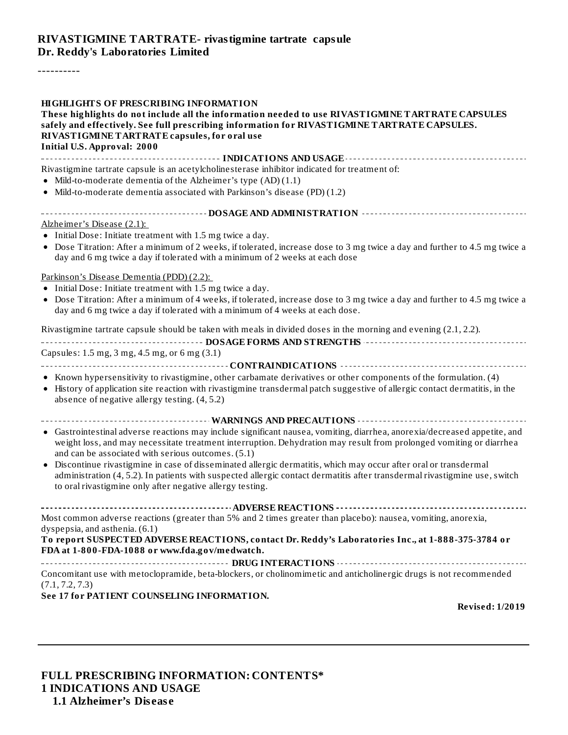**RIVASTIGMINE TARTRATE- rivastigmine tartrate capsule**
**Dr. Reddy's Laboratories Limited**

----------

**HIGHLIGHTS OF PRESCRIBING INFORMATION**
**These highlights do not include all the information needed to use RIVASTIGMINE TARTRATE CAPSULES safely and effectively. See full prescribing information for RIVASTIGMINE TARTRATE CAPSULES.**
**RIVASTIGMINE TARTRATE capsules, for oral use**
**Initial U.S. Approval: 2000**

**INDICATIONS AND USAGE**

Rivastigmine tartrate capsule is an acetylcholinesterase inhibitor indicated for treatment of:

- Mild-to-moderate dementia of the Alzheimer's type (AD) (1.1)
- Mild-to-moderate dementia associated with Parkinson's disease (PD) (1.2)

**DOSAGE AND ADMINISTRATION**

Alzheimer's Disease (2.1):

- Initial Dose: Initiate treatment with 1.5 mg twice a day.
- Dose Titration: After a minimum of 2 weeks, if tolerated, increase dose to 3 mg twice a day and further to 4.5 mg twice a day and 6 mg twice a day if tolerated with a minimum of 2 weeks at each dose

Parkinson's Disease Dementia (PDD) (2.2):

- Initial Dose: Initiate treatment with 1.5 mg twice a day.
- Dose Titration: After a minimum of 4 weeks, if tolerated, increase dose to 3 mg twice a day and further to 4.5 mg twice a day and 6 mg twice a day if tolerated with a minimum of 4 weeks at each dose.

Rivastigmine tartrate capsule should be taken with meals in divided doses in the morning and evening (2.1, 2.2).

**DOSAGE FORMS AND STRENGTHS**

Capsules: 1.5 mg, 3 mg, 4.5 mg, or 6 mg (3.1)

**CONTRAINDICATIONS**

- Known hypersensitivity to rivastigmine, other carbamate derivatives or other components of the formulation. (4)
- History of application site reaction with rivastigmine transdermal patch suggestive of allergic contact dermatitis, in the absence of negative allergy testing. (4, 5.2)

**WARNINGS AND PRECAUTIONS**

- Gastrointestinal adverse reactions may include significant nausea, vomiting, diarrhea, anorexia/decreased appetite, and weight loss, and may necessitate treatment interruption. Dehydration may result from prolonged vomiting or diarrhea and can be associated with serious outcomes. (5.1)
- Discontinue rivastigmine in case of disseminated allergic dermatitis, which may occur after oral or transdermal administration (4, 5.2). In patients with suspected allergic contact dermatitis after transdermal rivastigmine use, switch to oral rivastigmine only after negative allergy testing.

**ADVERSE REACTIONS**

Most common adverse reactions (greater than 5% and 2 times greater than placebo): nausea, vomiting, anorexia, dyspepsia, and asthenia. (6.1)

**To report SUSPECTED ADVERSE REACTIONS, contact Dr. Reddy's Laboratories Inc., at 1-888-375-3784 or FDA at 1-800-FDA-1088 or www.fda.gov/medwatch.**

**DRUG INTERACTIONS**

Concomitant use with metoclopramide, beta-blockers, or cholinomimetic and anticholinergic drugs is not recommended (7.1, 7.2, 7.3)

**See 17 for PATIENT COUNSELING INFORMATION.**

**Revised: 1/2019**

---

**FULL PRESCRIBING INFORMATION: CONTENTS***

**1 INDICATIONS AND USAGE**

**1.1 Alzheimer's Disease**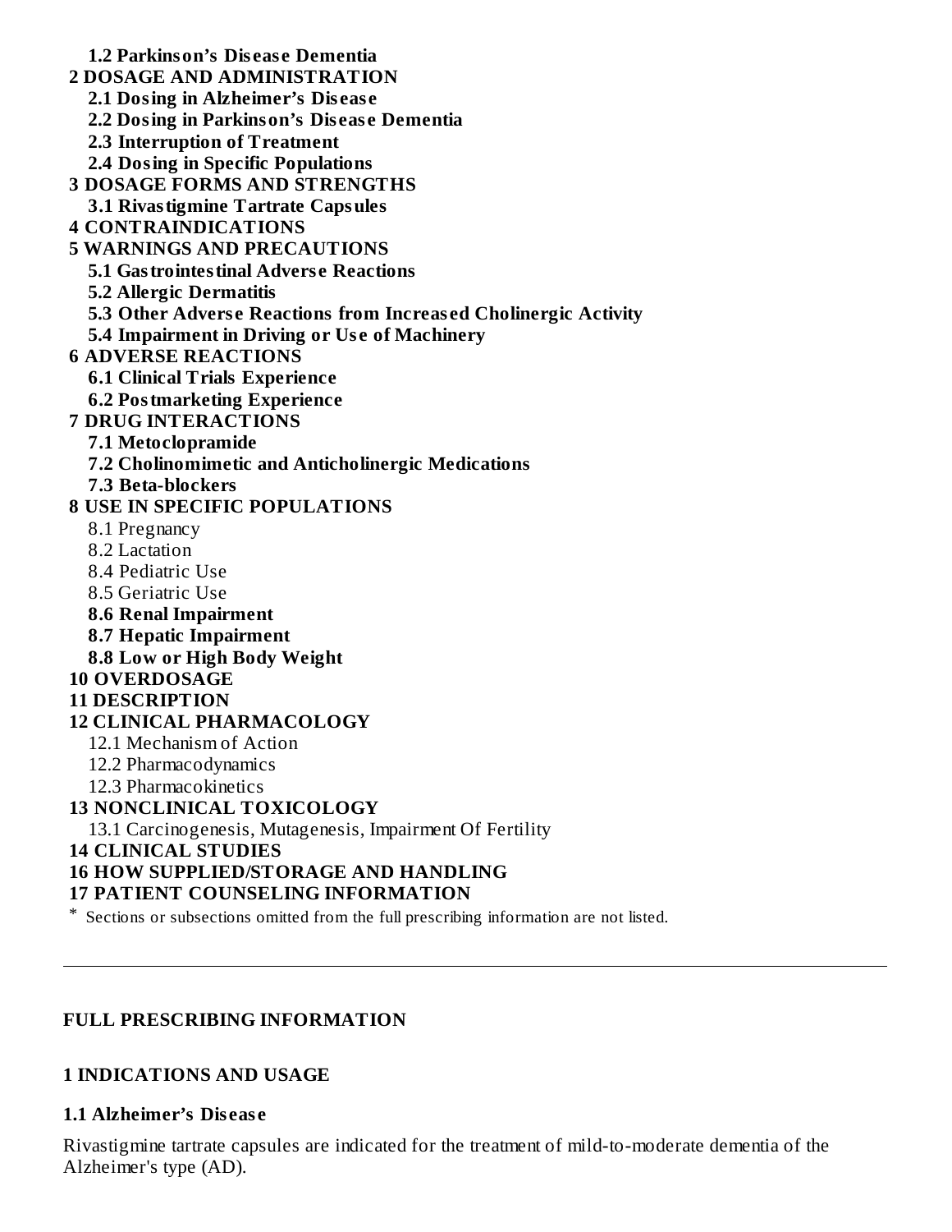**1.2 Parkinson's Disease Dementia**

**2 DOSAGE AND ADMINISTRATION**

**2.1 Dosing in Alzheimer's Disease**

**2.2 Dosing in Parkinson's Disease Dementia**

**2.3 Interruption of Treatment**

**2.4 Dosing in Specific Populations**

**3 DOSAGE FORMS AND STRENGTHS**

**3.1 Rivastigmine Tartrate Capsules**

**4 CONTRAINDICATIONS**

**5 WARNINGS AND PRECAUTIONS**

**5.1 Gastrointestinal Adverse Reactions**

**5.2 Allergic Dermatitis**

**5.3 Other Adverse Reactions from Increased Cholinergic Activity**

**5.4 Impairment in Driving or Use of Machinery**

**6 ADVERSE REACTIONS**

**6.1 Clinical Trials Experience**

**6.2 Postmarketing Experience**

**7 DRUG INTERACTIONS**

**7.1 Metoclopramide**

**7.2 Cholinomimetic and Anticholinergic Medications**

**7.3 Beta-blockers**

**8 USE IN SPECIFIC POPULATIONS**

8.1 Pregnancy

8.2 Lactation

8.4 Pediatric Use

8.5 Geriatric Use

**8.6 Renal Impairment**

**8.7 Hepatic Impairment**

**8.8 Low or High Body Weight**

**10 OVERDOSAGE**

**11 DESCRIPTION**

**12 CLINICAL PHARMACOLOGY**

12.1 Mechanism of Action

12.2 Pharmacodynamics

12.3 Pharmacokinetics

**13 NONCLINICAL TOXICOLOGY**

13.1 Carcinogenesis, Mutagenesis, Impairment Of Fertility

**14 CLINICAL STUDIES**

**16 HOW SUPPLIED/STORAGE AND HANDLING**

**17 PATIENT COUNSELING INFORMATION**

* Sections or subsections omitted from the full prescribing information are not listed.

---

## FULL PRESCRIBING INFORMATION

## 1 INDICATIONS AND USAGE

### 1.1 Alzheimer's Disease

Rivastigmine tartrate capsules are indicated for the treatment of mild-to-moderate dementia of the Alzheimer's type (AD).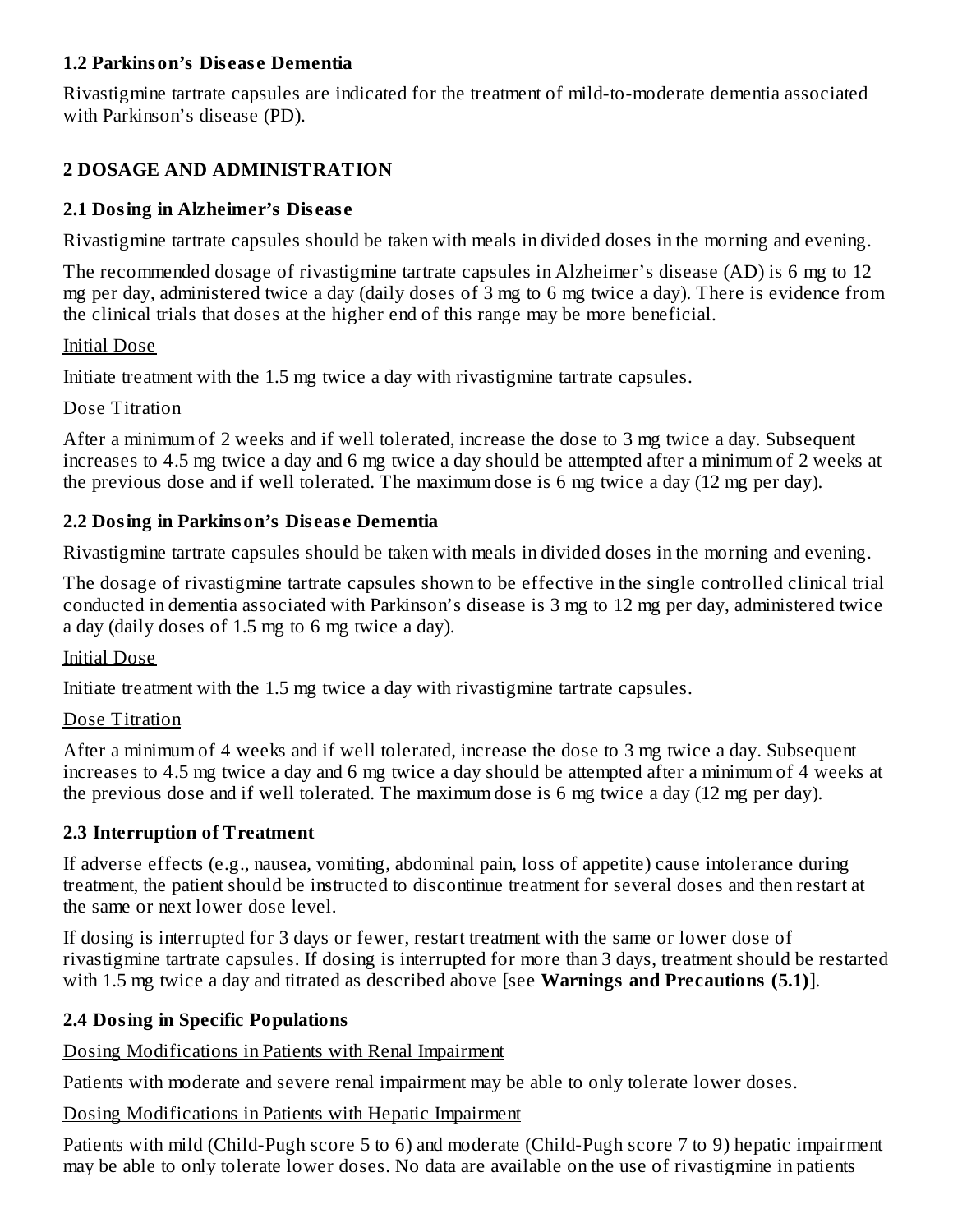### 1.2 Parkinson's Disease Dementia

Rivastigmine tartrate capsules are indicated for the treatment of mild-to-moderate dementia associated with Parkinson's disease (PD).

## 2 DOSAGE AND ADMINISTRATION

### 2.1 Dosing in Alzheimer's Disease

Rivastigmine tartrate capsules should be taken with meals in divided doses in the morning and evening.

The recommended dosage of rivastigmine tartrate capsules in Alzheimer's disease (AD) is 6 mg to 12 mg per day, administered twice a day (daily doses of 3 mg to 6 mg twice a day). There is evidence from the clinical trials that doses at the higher end of this range may be more beneficial.

Initial Dose

Initiate treatment with the 1.5 mg twice a day with rivastigmine tartrate capsules.

Dose Titration

After a minimum of 2 weeks and if well tolerated, increase the dose to 3 mg twice a day. Subsequent increases to 4.5 mg twice a day and 6 mg twice a day should be attempted after a minimum of 2 weeks at the previous dose and if well tolerated. The maximum dose is 6 mg twice a day (12 mg per day).

### 2.2 Dosing in Parkinson's Disease Dementia

Rivastigmine tartrate capsules should be taken with meals in divided doses in the morning and evening.

The dosage of rivastigmine tartrate capsules shown to be effective in the single controlled clinical trial conducted in dementia associated with Parkinson's disease is 3 mg to 12 mg per day, administered twice a day (daily doses of 1.5 mg to 6 mg twice a day).

Initial Dose

Initiate treatment with the 1.5 mg twice a day with rivastigmine tartrate capsules.

Dose Titration

After a minimum of 4 weeks and if well tolerated, increase the dose to 3 mg twice a day. Subsequent increases to 4.5 mg twice a day and 6 mg twice a day should be attempted after a minimum of 4 weeks at the previous dose and if well tolerated. The maximum dose is 6 mg twice a day (12 mg per day).

### 2.3 Interruption of Treatment

If adverse effects (e.g., nausea, vomiting, abdominal pain, loss of appetite) cause intolerance during treatment, the patient should be instructed to discontinue treatment for several doses and then restart at the same or next lower dose level.

If dosing is interrupted for 3 days or fewer, restart treatment with the same or lower dose of rivastigmine tartrate capsules. If dosing is interrupted for more than 3 days, treatment should be restarted with 1.5 mg twice a day and titrated as described above [see **Warnings and Precautions (5.1)**].

### 2.4 Dosing in Specific Populations

Dosing Modifications in Patients with Renal Impairment

Patients with moderate and severe renal impairment may be able to only tolerate lower doses.

Dosing Modifications in Patients with Hepatic Impairment

Patients with mild (Child-Pugh score 5 to 6) and moderate (Child-Pugh score 7 to 9) hepatic impairment may be able to only tolerate lower doses. No data are available on the use of rivastigmine in patients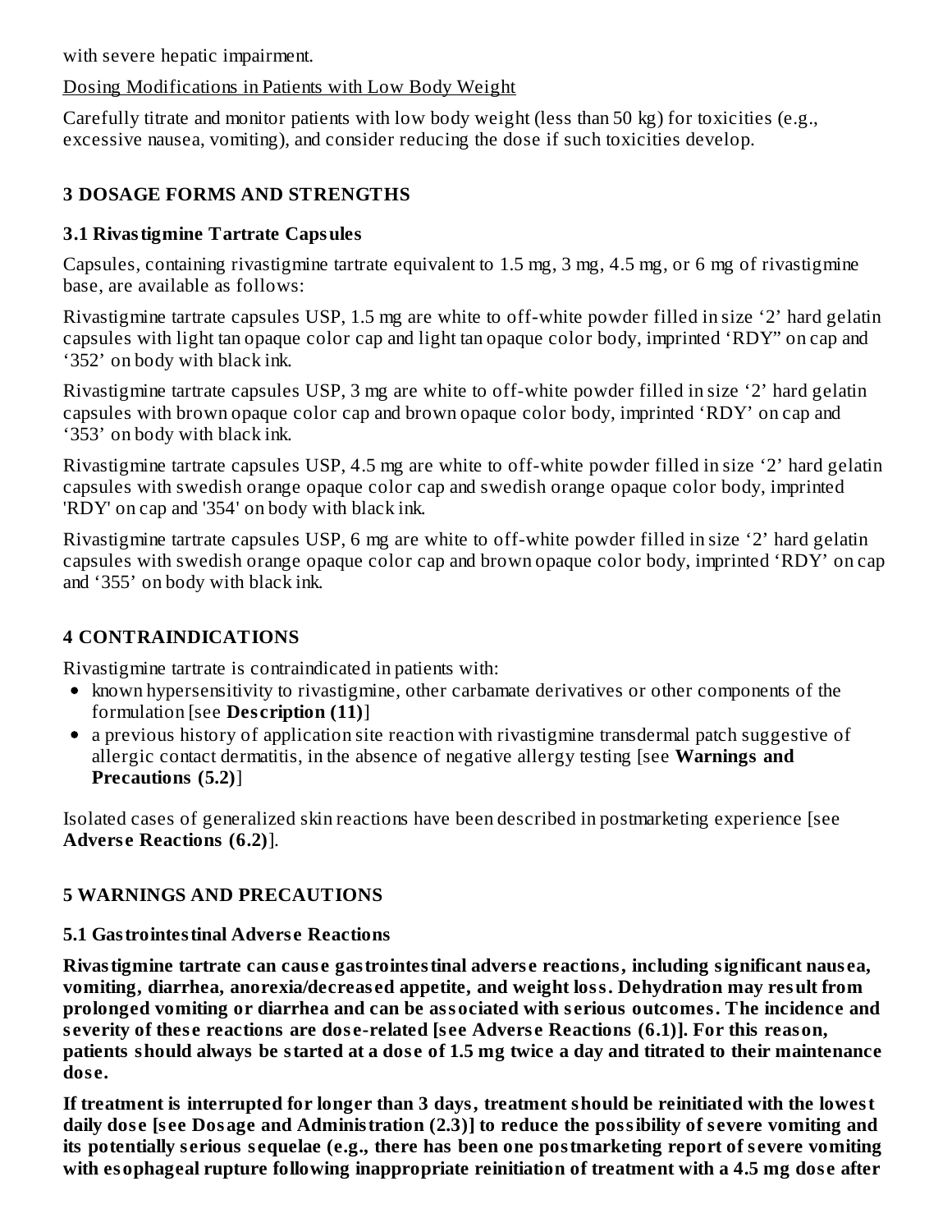with severe hepatic impairment.

Dosing Modifications in Patients with Low Body Weight

Carefully titrate and monitor patients with low body weight (less than 50 kg) for toxicities (e.g., excessive nausea, vomiting), and consider reducing the dose if such toxicities develop.

## 3 DOSAGE FORMS AND STRENGTHS

### 3.1 Rivastigmine Tartrate Capsules

Capsules, containing rivastigmine tartrate equivalent to 1.5 mg, 3 mg, 4.5 mg, or 6 mg of rivastigmine base, are available as follows:

Rivastigmine tartrate capsules USP, 1.5 mg are white to off-white powder filled in size ‘2’ hard gelatin capsules with light tan opaque color cap and light tan opaque color body, imprinted ‘RDY” on cap and ‘352’ on body with black ink.

Rivastigmine tartrate capsules USP, 3 mg are white to off-white powder filled in size ‘2’ hard gelatin capsules with brown opaque color cap and brown opaque color body, imprinted ‘RDY’ on cap and ‘353’ on body with black ink.

Rivastigmine tartrate capsules USP, 4.5 mg are white to off-white powder filled in size ‘2’ hard gelatin capsules with swedish orange opaque color cap and swedish orange opaque color body, imprinted 'RDY' on cap and '354' on body with black ink.

Rivastigmine tartrate capsules USP, 6 mg are white to off-white powder filled in size ‘2’ hard gelatin capsules with swedish orange opaque color cap and brown opaque color body, imprinted ‘RDY’ on cap and ‘355’ on body with black ink.

## 4 CONTRAINDICATIONS

Rivastigmine tartrate is contraindicated in patients with:

- known hypersensitivity to rivastigmine, other carbamate derivatives or other components of the formulation [see **Description (11)**]
- a previous history of application site reaction with rivastigmine transdermal patch suggestive of allergic contact dermatitis, in the absence of negative allergy testing [see **Warnings and Precautions (5.2)**]

Isolated cases of generalized skin reactions have been described in postmarketing experience [see **Adverse Reactions (6.2)**].

## 5 WARNINGS AND PRECAUTIONS

### 5.1 Gastrointestinal Adverse Reactions

**Rivastigmine tartrate can cause gastrointestinal adverse reactions, including significant nausea, vomiting, diarrhea, anorexia/decreased appetite, and weight loss. Dehydration may result from prolonged vomiting or diarrhea and can be associated with serious outcomes. The incidence and severity of these reactions are dose-related [see Adverse Reactions (6.1)]. For this reason, patients should always be started at a dose of 1.5 mg twice a day and titrated to their maintenance dose.**

**If treatment is interrupted for longer than 3 days, treatment should be reinitiated with the lowest daily dose [see Dosage and Administration (2.3)] to reduce the possibility of severe vomiting and its potentially serious sequelae (e.g., there has been one postmarketing report of severe vomiting with esophageal rupture following inappropriate reinitiation of treatment with a 4.5 mg dose after**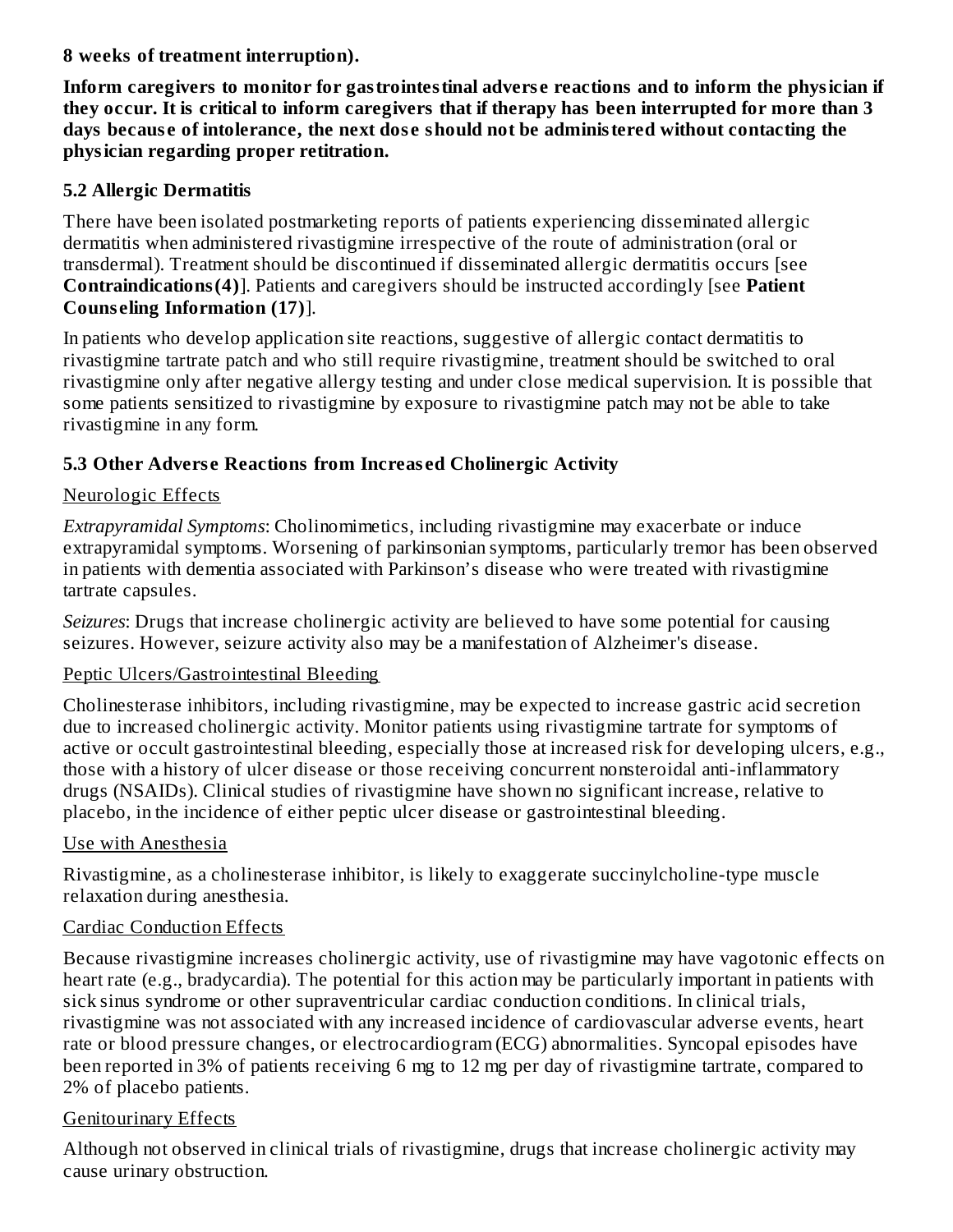**8 weeks of treatment interruption).**

**Inform caregivers to monitor for gastrointestinal adverse reactions and to inform the physician if they occur. It is critical to inform caregivers that if therapy has been interrupted for more than 3 days because of intolerance, the next dose should not be administered without contacting the physician regarding proper retitration.**

### 5.2 Allergic Dermatitis

There have been isolated postmarketing reports of patients experiencing disseminated allergic dermatitis when administered rivastigmine irrespective of the route of administration (oral or transdermal). Treatment should be discontinued if disseminated allergic dermatitis occurs [see **Contraindications (4)**]. Patients and caregivers should be instructed accordingly [see **Patient Counseling Information (17)**].

In patients who develop application site reactions, suggestive of allergic contact dermatitis to rivastigmine tartrate patch and who still require rivastigmine, treatment should be switched to oral rivastigmine only after negative allergy testing and under close medical supervision. It is possible that some patients sensitized to rivastigmine by exposure to rivastigmine patch may not be able to take rivastigmine in any form.

### 5.3 Other Adverse Reactions from Increased Cholinergic Activity

Neurologic Effects

*Extrapyramidal Symptoms*: Cholinomimetics, including rivastigmine may exacerbate or induce extrapyramidal symptoms. Worsening of parkinsonian symptoms, particularly tremor has been observed in patients with dementia associated with Parkinson's disease who were treated with rivastigmine tartrate capsules.

*Seizures*: Drugs that increase cholinergic activity are believed to have some potential for causing seizures. However, seizure activity also may be a manifestation of Alzheimer's disease.

Peptic Ulcers/Gastrointestinal Bleeding

Cholinesterase inhibitors, including rivastigmine, may be expected to increase gastric acid secretion due to increased cholinergic activity. Monitor patients using rivastigmine tartrate for symptoms of active or occult gastrointestinal bleeding, especially those at increased risk for developing ulcers, e.g., those with a history of ulcer disease or those receiving concurrent nonsteroidal anti-inflammatory drugs (NSAIDs). Clinical studies of rivastigmine have shown no significant increase, relative to placebo, in the incidence of either peptic ulcer disease or gastrointestinal bleeding.

Use with Anesthesia

Rivastigmine, as a cholinesterase inhibitor, is likely to exaggerate succinylcholine-type muscle relaxation during anesthesia.

Cardiac Conduction Effects

Because rivastigmine increases cholinergic activity, use of rivastigmine may have vagotonic effects on heart rate (e.g., bradycardia). The potential for this action may be particularly important in patients with sick sinus syndrome or other supraventricular cardiac conduction conditions. In clinical trials, rivastigmine was not associated with any increased incidence of cardiovascular adverse events, heart rate or blood pressure changes, or electrocardiogram (ECG) abnormalities. Syncopal episodes have been reported in 3% of patients receiving 6 mg to 12 mg per day of rivastigmine tartrate, compared to 2% of placebo patients.

Genitourinary Effects

Although not observed in clinical trials of rivastigmine, drugs that increase cholinergic activity may cause urinary obstruction.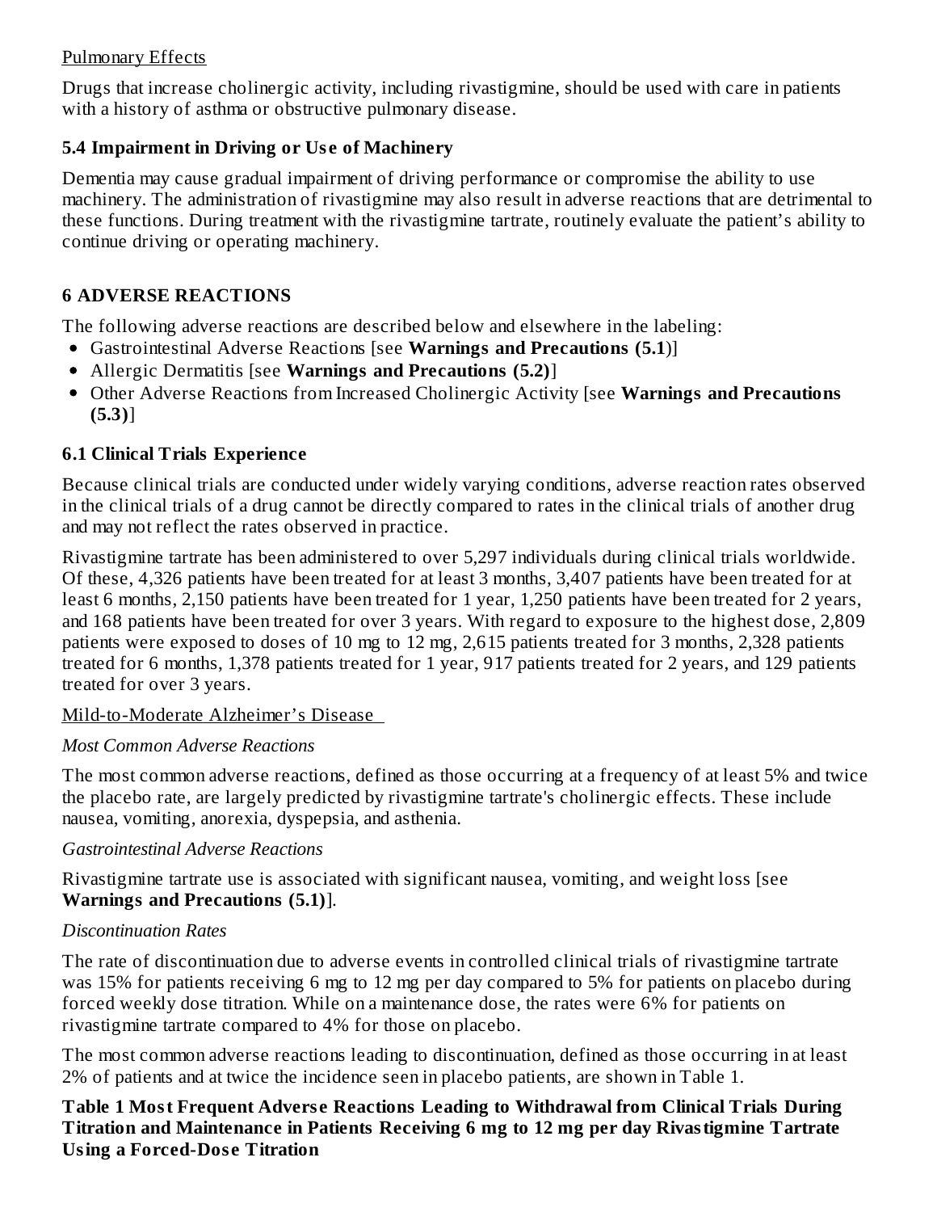Pulmonary Effects

Drugs that increase cholinergic activity, including rivastigmine, should be used with care in patients with a history of asthma or obstructive pulmonary disease.

### 5.4 Impairment in Driving or Use of Machinery

Dementia may cause gradual impairment of driving performance or compromise the ability to use machinery. The administration of rivastigmine may also result in adverse reactions that are detrimental to these functions. During treatment with the rivastigmine tartrate, routinely evaluate the patient's ability to continue driving or operating machinery.

## 6 ADVERSE REACTIONS

The following adverse reactions are described below and elsewhere in the labeling:

- Gastrointestinal Adverse Reactions [see **Warnings and Precautions (5.1)**]
- Allergic Dermatitis [see **Warnings and Precautions (5.2)**]
- Other Adverse Reactions from Increased Cholinergic Activity [see **Warnings and Precautions (5.3)**]

### 6.1 Clinical Trials Experience

Because clinical trials are conducted under widely varying conditions, adverse reaction rates observed in the clinical trials of a drug cannot be directly compared to rates in the clinical trials of another drug and may not reflect the rates observed in practice.

Rivastigmine tartrate has been administered to over 5,297 individuals during clinical trials worldwide. Of these, 4,326 patients have been treated for at least 3 months, 3,407 patients have been treated for at least 6 months, 2,150 patients have been treated for 1 year, 1,250 patients have been treated for 2 years, and 168 patients have been treated for over 3 years. With regard to exposure to the highest dose, 2,809 patients were exposed to doses of 10 mg to 12 mg, 2,615 patients treated for 3 months, 2,328 patients treated for 6 months, 1,378 patients treated for 1 year, 917 patients treated for 2 years, and 129 patients treated for over 3 years.

Mild-to-Moderate Alzheimer's Disease

*Most Common Adverse Reactions*

The most common adverse reactions, defined as those occurring at a frequency of at least 5% and twice the placebo rate, are largely predicted by rivastigmine tartrate's cholinergic effects. These include nausea, vomiting, anorexia, dyspepsia, and asthenia.

*Gastrointestinal Adverse Reactions*

Rivastigmine tartrate use is associated with significant nausea, vomiting, and weight loss [see **Warnings and Precautions (5.1)**].

*Discontinuation Rates*

The rate of discontinuation due to adverse events in controlled clinical trials of rivastigmine tartrate was 15% for patients receiving 6 mg to 12 mg per day compared to 5% for patients on placebo during forced weekly dose titration. While on a maintenance dose, the rates were 6% for patients on rivastigmine tartrate compared to 4% for those on placebo.

The most common adverse reactions leading to discontinuation, defined as those occurring in at least 2% of patients and at twice the incidence seen in placebo patients, are shown in Table 1.

**Table 1 Most Frequent Adverse Reactions Leading to Withdrawal from Clinical Trials During Titration and Maintenance in Patients Receiving 6 mg to 12 mg per day Rivastigmine Tartrate Using a Forced-Dose Titration**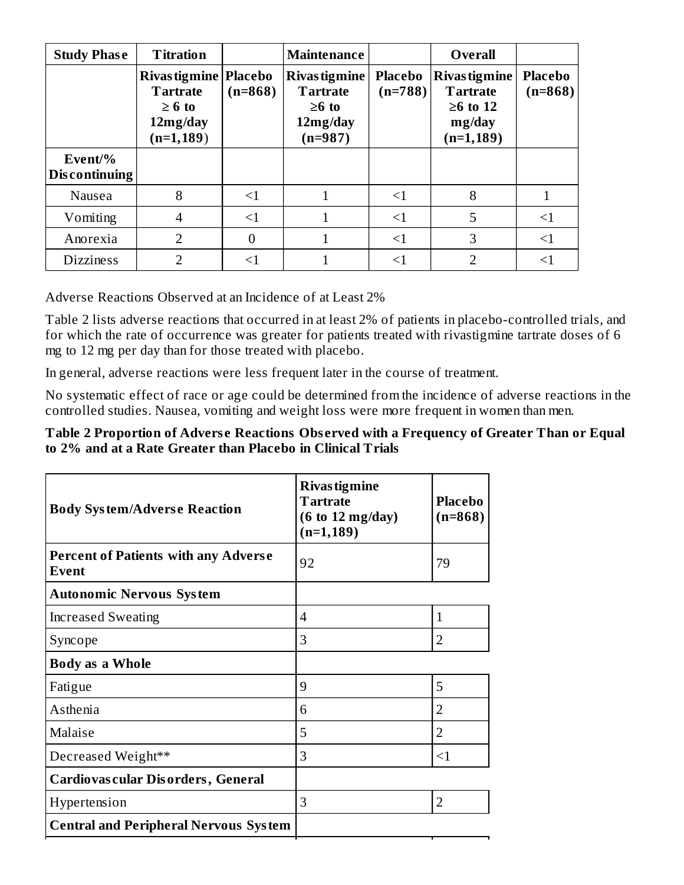| Study Phase | Titration | | Maintenance | | Overall | |
|---|---|---|---|---|---|---|
| | Rivastigmine Tartrate ≥ 6 to 12mg/day (n=1,189) | Placebo (n=868) | Rivastigmine Tartrate ≥6 to 12mg/day (n=987) | Placebo (n=788) | Rivastigmine Tartrate ≥6 to 12 mg/day (n=1,189) | Placebo (n=868) |
| Event/% Discontinuing | | | | | | |
| Nausea | 8 | <1 | 1 | <1 | 8 | 1 |
| Vomiting | 4 | <1 | 1 | <1 | 5 | <1 |
| Anorexia | 2 | 0 | 1 | <1 | 3 | <1 |
| Dizziness | 2 | <1 | 1 | <1 | 2 | <1 |

Adverse Reactions Observed at an Incidence of at Least 2%

Table 2 lists adverse reactions that occurred in at least 2% of patients in placebo-controlled trials, and for which the rate of occurrence was greater for patients treated with rivastigmine tartrate doses of 6 mg to 12 mg per day than for those treated with placebo.

In general, adverse reactions were less frequent later in the course of treatment.

No systematic effect of race or age could be determined from the incidence of adverse reactions in the controlled studies. Nausea, vomiting and weight loss were more frequent in women than men.

**Table 2 Proportion of Adverse Reactions Observed with a Frequency of Greater Than or Equal to 2% and at a Rate Greater than Placebo in Clinical Trials**

| Body System/Adverse Reaction | Rivastigmine Tartrate (6 to 12 mg/day) (n=1,189) | Placebo (n=868) |
|---|---|---|
| **Percent of Patients with any Adverse Event** | 92 | 79 |
| **Autonomic Nervous System** | | |
| Increased Sweating | 4 | 1 |
| Syncope | 3 | 2 |
| **Body as a Whole** | | |
| Fatigue | 9 | 5 |
| Asthenia | 6 | 2 |
| Malaise | 5 | 2 |
| Decreased Weight** | 3 | <1 |
| **Cardiovascular Disorders, General** | | |
| Hypertension | 3 | 2 |
| **Central and Peripheral Nervous System** | | |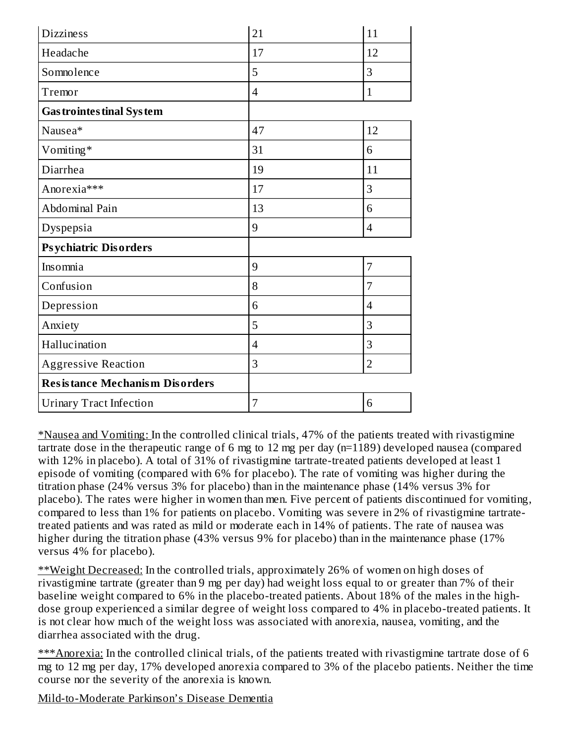| | | |
|---|---|---|
| Dizziness | 21 | 11 |
| Headache | 17 | 12 |
| Somnolence | 5 | 3 |
| Tremor | 4 | 1 |
| **Gastrointestinal System** | | |
| Nausea* | 47 | 12 |
| Vomiting* | 31 | 6 |
| Diarrhea | 19 | 11 |
| Anorexia*** | 17 | 3 |
| Abdominal Pain | 13 | 6 |
| Dyspepsia | 9 | 4 |
| **Psychiatric Disorders** | | |
| Insomnia | 9 | 7 |
| Confusion | 8 | 7 |
| Depression | 6 | 4 |
| Anxiety | 5 | 3 |
| Hallucination | 4 | 3 |
| Aggressive Reaction | 3 | 2 |
| **Resistance Mechanism Disorders** | | |
| Urinary Tract Infection | 7 | 6 |

*Nausea and Vomiting: In the controlled clinical trials, 47% of the patients treated with rivastigmine tartrate dose in the therapeutic range of 6 mg to 12 mg per day (n=1189) developed nausea (compared with 12% in placebo). A total of 31% of rivastigmine tartrate-treated patients developed at least 1 episode of vomiting (compared with 6% for placebo). The rate of vomiting was higher during the titration phase (24% versus 3% for placebo) than in the maintenance phase (14% versus 3% for placebo). The rates were higher in women than men. Five percent of patients discontinued for vomiting, compared to less than 1% for patients on placebo. Vomiting was severe in 2% of rivastigmine tartrate-treated patients and was rated as mild or moderate each in 14% of patients. The rate of nausea was higher during the titration phase (43% versus 9% for placebo) than in the maintenance phase (17% versus 4% for placebo).

**Weight Decreased: In the controlled trials, approximately 26% of women on high doses of rivastigmine tartrate (greater than 9 mg per day) had weight loss equal to or greater than 7% of their baseline weight compared to 6% in the placebo-treated patients. About 18% of the males in the high-dose group experienced a similar degree of weight loss compared to 4% in placebo-treated patients. It is not clear how much of the weight loss was associated with anorexia, nausea, vomiting, and the diarrhea associated with the drug.

***Anorexia: In the controlled clinical trials, of the patients treated with rivastigmine tartrate dose of 6 mg to 12 mg per day, 17% developed anorexia compared to 3% of the placebo patients. Neither the time course nor the severity of the anorexia is known.

Mild-to-Moderate Parkinson's Disease Dementia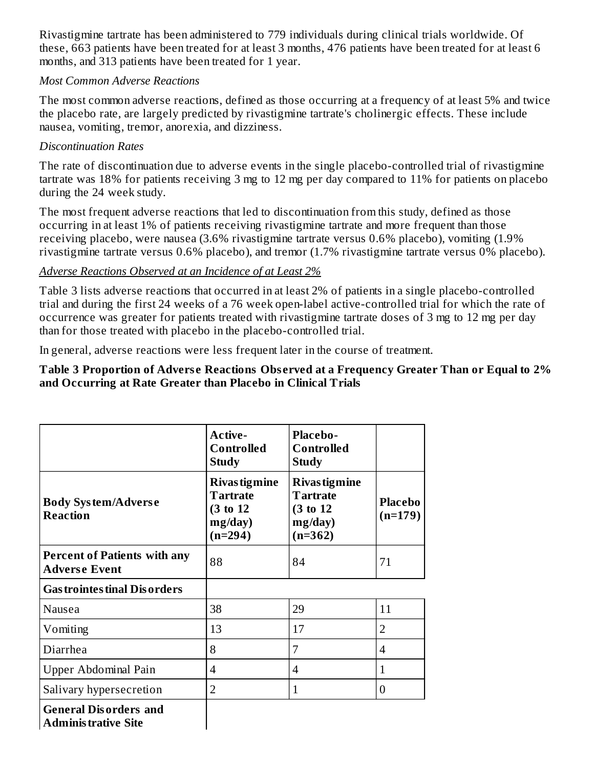Rivastigmine tartrate has been administered to 779 individuals during clinical trials worldwide. Of these, 663 patients have been treated for at least 3 months, 476 patients have been treated for at least 6 months, and 313 patients have been treated for 1 year.

*Most Common Adverse Reactions*

The most common adverse reactions, defined as those occurring at a frequency of at least 5% and twice the placebo rate, are largely predicted by rivastigmine tartrate's cholinergic effects. These include nausea, vomiting, tremor, anorexia, and dizziness.

*Discontinuation Rates*

The rate of discontinuation due to adverse events in the single placebo-controlled trial of rivastigmine tartrate was 18% for patients receiving 3 mg to 12 mg per day compared to 11% for patients on placebo during the 24 week study.

The most frequent adverse reactions that led to discontinuation from this study, defined as those occurring in at least 1% of patients receiving rivastigmine tartrate and more frequent than those receiving placebo, were nausea (3.6% rivastigmine tartrate versus 0.6% placebo), vomiting (1.9% rivastigmine tartrate versus 0.6% placebo), and tremor (1.7% rivastigmine tartrate versus 0% placebo).

*Adverse Reactions Observed at an Incidence of at Least 2%*

Table 3 lists adverse reactions that occurred in at least 2% of patients in a single placebo-controlled trial and during the first 24 weeks of a 76 week open-label active-controlled trial for which the rate of occurrence was greater for patients treated with rivastigmine tartrate doses of 3 mg to 12 mg per day than for those treated with placebo in the placebo-controlled trial.

In general, adverse reactions were less frequent later in the course of treatment.

**Table 3 Proportion of Adverse Reactions Observed at a Frequency Greater Than or Equal to 2% and Occurring at Rate Greater than Placebo in Clinical Trials**

| | **Active-Controlled Study** | **Placebo-Controlled Study** | |
|---|---|---|---|
| **Body System/Adverse Reaction** | **Rivastigmine Tartrate (3 to 12 mg/day) (n=294)** | **Rivastigmine Tartrate (3 to 12 mg/day) (n=362)** | **Placebo (n=179)** |
| **Percent of Patients with any Adverse Event** | 88 | 84 | 71 |
| **Gastrointestinal Disorders** | | | |
| Nausea | 38 | 29 | 11 |
| Vomiting | 13 | 17 | 2 |
| Diarrhea | 8 | 7 | 4 |
| Upper Abdominal Pain | 4 | 4 | 1 |
| Salivary hypersecretion | 2 | 1 | 0 |
| **General Disorders and Administrative Site** | | | |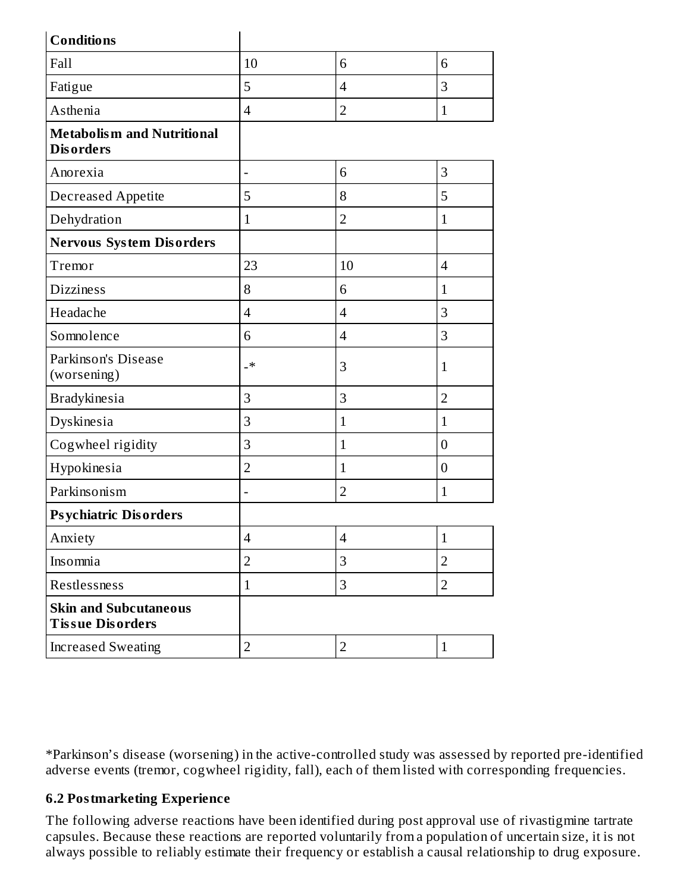| Conditions | | | |
|---|---|---|---|
| Fall | 10 | 6 | 6 |
| Fatigue | 5 | 4 | 3 |
| Asthenia | 4 | 2 | 1 |
| **Metabolism and Nutritional Disorders** | | | |
| Anorexia | - | 6 | 3 |
| Decreased Appetite | 5 | 8 | 5 |
| Dehydration | 1 | 2 | 1 |
| **Nervous System Disorders** | | | |
| Tremor | 23 | 10 | 4 |
| Dizziness | 8 | 6 | 1 |
| Headache | 4 | 4 | 3 |
| Somnolence | 6 | 4 | 3 |
| Parkinson's Disease (worsening) | -* | 3 | 1 |
| Bradykinesia | 3 | 3 | 2 |
| Dyskinesia | 3 | 1 | 1 |
| Cogwheel rigidity | 3 | 1 | 0 |
| Hypokinesia | 2 | 1 | 0 |
| Parkinsonism | - | 2 | 1 |
| **Psychiatric Disorders** | | | |
| Anxiety | 4 | 4 | 1 |
| Insomnia | 2 | 3 | 2 |
| Restlessness | 1 | 3 | 2 |
| **Skin and Subcutaneous Tissue Disorders** | | | |
| Increased Sweating | 2 | 2 | 1 |

*Parkinson's disease (worsening) in the active-controlled study was assessed by reported pre-identified adverse events (tremor, cogwheel rigidity, fall), each of them listed with corresponding frequencies.

### 6.2 Postmarketing Experience

The following adverse reactions have been identified during post approval use of rivastigmine tartrate capsules. Because these reactions are reported voluntarily from a population of uncertain size, it is not always possible to reliably estimate their frequency or establish a causal relationship to drug exposure.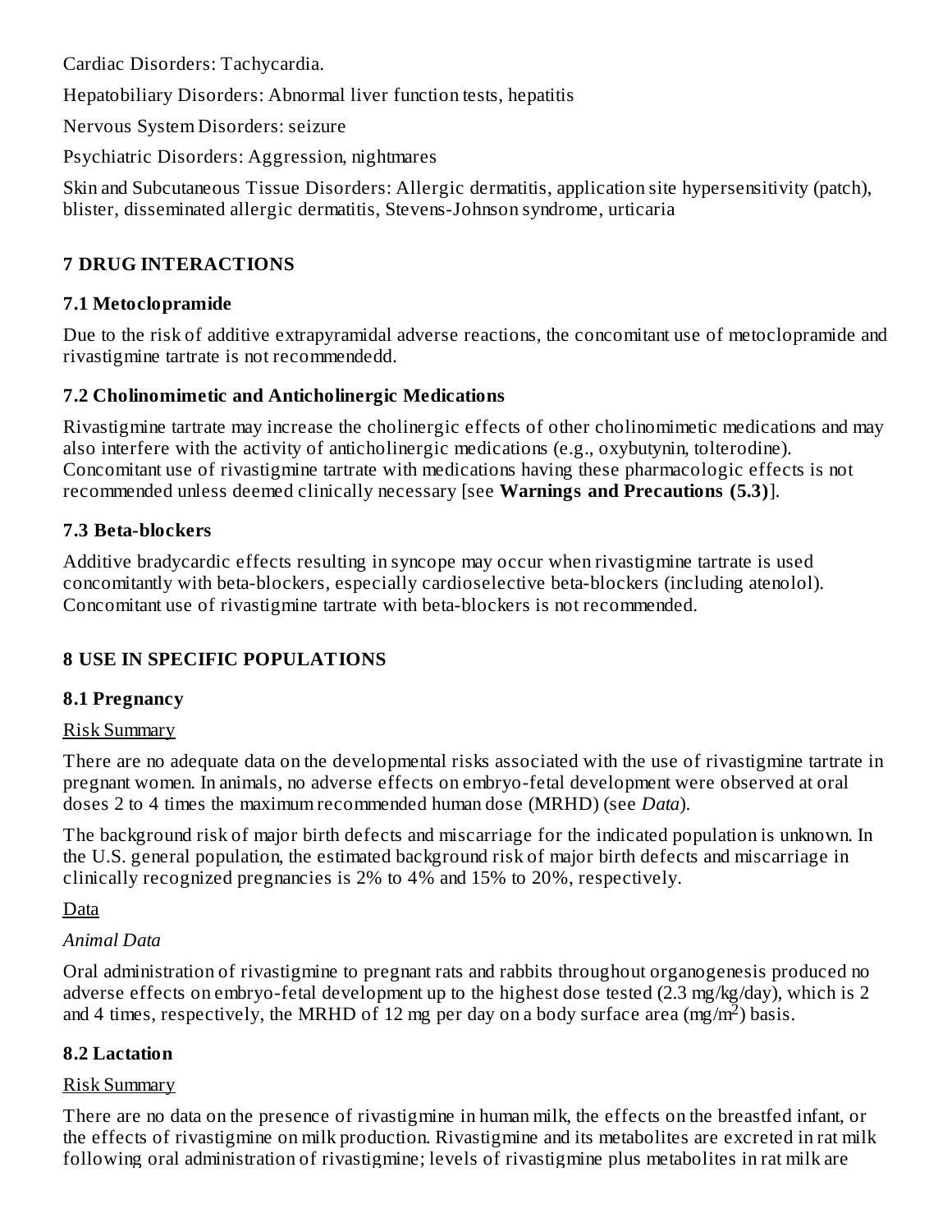Cardiac Disorders: Tachycardia.

Hepatobiliary Disorders: Abnormal liver function tests, hepatitis

Nervous System Disorders: seizure

Psychiatric Disorders: Aggression, nightmares

Skin and Subcutaneous Tissue Disorders: Allergic dermatitis, application site hypersensitivity (patch), blister, disseminated allergic dermatitis, Stevens-Johnson syndrome, urticaria

## 7 DRUG INTERACTIONS

### 7.1 Metoclopramide

Due to the risk of additive extrapyramidal adverse reactions, the concomitant use of metoclopramide and rivastigmine tartrate is not recommendedd.

### 7.2 Cholinomimetic and Anticholinergic Medications

Rivastigmine tartrate may increase the cholinergic effects of other cholinomimetic medications and may also interfere with the activity of anticholinergic medications (e.g., oxybutynin, tolterodine). Concomitant use of rivastigmine tartrate with medications having these pharmacologic effects is not recommended unless deemed clinically necessary [see **Warnings and Precautions (5.3)**].

### 7.3 Beta-blockers

Additive bradycardic effects resulting in syncope may occur when rivastigmine tartrate is used concomitantly with beta-blockers, especially cardioselective beta-blockers (including atenolol). Concomitant use of rivastigmine tartrate with beta-blockers is not recommended.

## 8 USE IN SPECIFIC POPULATIONS

### 8.1 Pregnancy

Risk Summary

There are no adequate data on the developmental risks associated with the use of rivastigmine tartrate in pregnant women. In animals, no adverse effects on embryo-fetal development were observed at oral doses 2 to 4 times the maximum recommended human dose (MRHD) (see *Data*).

The background risk of major birth defects and miscarriage for the indicated population is unknown. In the U.S. general population, the estimated background risk of major birth defects and miscarriage in clinically recognized pregnancies is 2% to 4% and 15% to 20%, respectively.

Data

*Animal Data*

Oral administration of rivastigmine to pregnant rats and rabbits throughout organogenesis produced no adverse effects on embryo-fetal development up to the highest dose tested (2.3 mg/kg/day), which is 2 and 4 times, respectively, the MRHD of 12 mg per day on a body surface area ($mg/m^2$) basis.

### 8.2 Lactation

Risk Summary

There are no data on the presence of rivastigmine in human milk, the effects on the breastfed infant, or the effects of rivastigmine on milk production. Rivastigmine and its metabolites are excreted in rat milk following oral administration of rivastigmine; levels of rivastigmine plus metabolites in rat milk are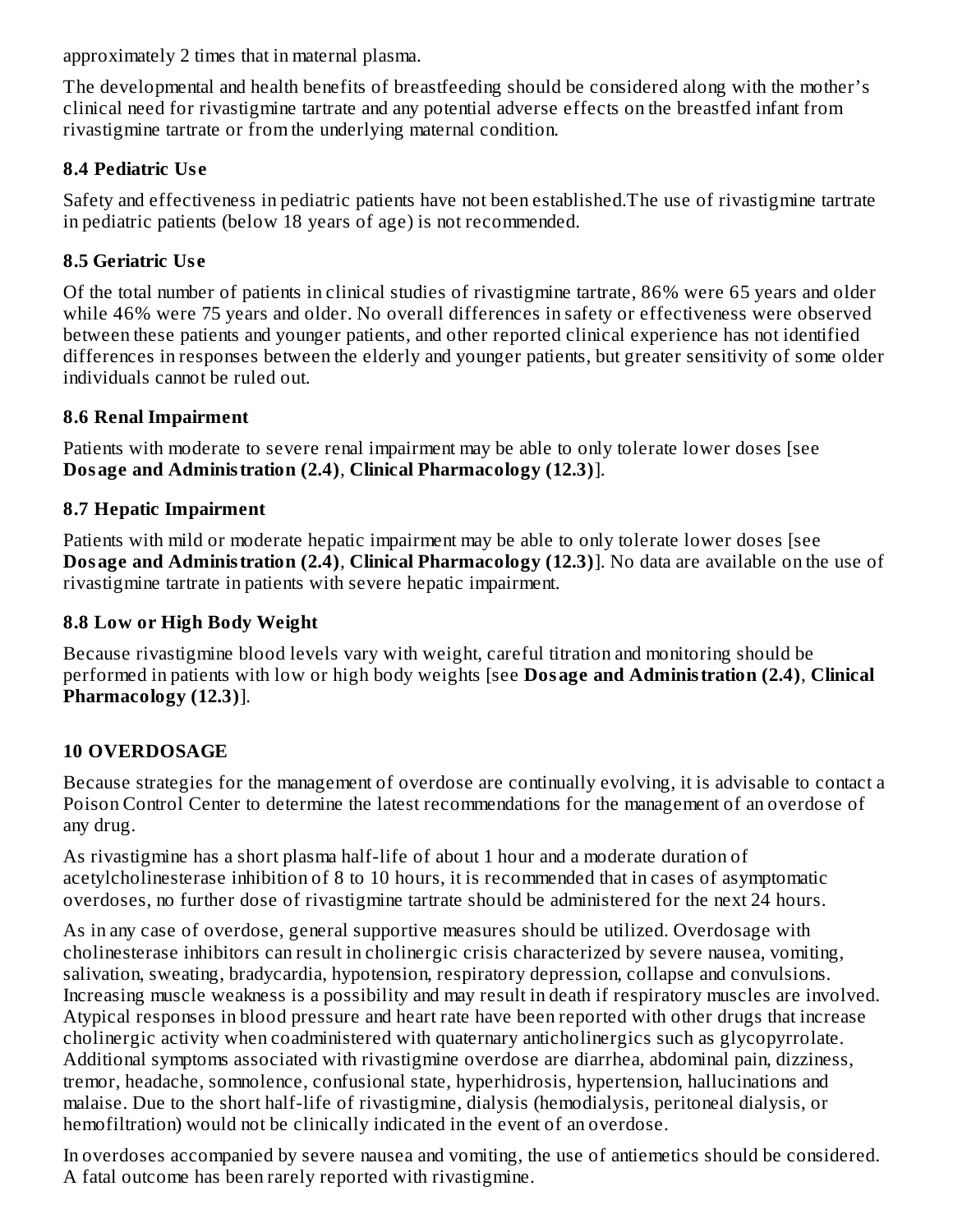approximately 2 times that in maternal plasma.

The developmental and health benefits of breastfeeding should be considered along with the mother's clinical need for rivastigmine tartrate and any potential adverse effects on the breastfed infant from rivastigmine tartrate or from the underlying maternal condition.

### 8.4 Pediatric Use

Safety and effectiveness in pediatric patients have not been established.The use of rivastigmine tartrate in pediatric patients (below 18 years of age) is not recommended.

### 8.5 Geriatric Use

Of the total number of patients in clinical studies of rivastigmine tartrate, 86% were 65 years and older while 46% were 75 years and older. No overall differences in safety or effectiveness were observed between these patients and younger patients, and other reported clinical experience has not identified differences in responses between the elderly and younger patients, but greater sensitivity of some older individuals cannot be ruled out.

### 8.6 Renal Impairment

Patients with moderate to severe renal impairment may be able to only tolerate lower doses [see **Dosage and Administration (2.4)**, **Clinical Pharmacology (12.3)**].

### 8.7 Hepatic Impairment

Patients with mild or moderate hepatic impairment may be able to only tolerate lower doses [see **Dosage and Administration (2.4)**, **Clinical Pharmacology (12.3)**]. No data are available on the use of rivastigmine tartrate in patients with severe hepatic impairment.

### 8.8 Low or High Body Weight

Because rivastigmine blood levels vary with weight, careful titration and monitoring should be performed in patients with low or high body weights [see **Dosage and Administration (2.4)**, **Clinical Pharmacology (12.3)**].

## 10 OVERDOSAGE

Because strategies for the management of overdose are continually evolving, it is advisable to contact a Poison Control Center to determine the latest recommendations for the management of an overdose of any drug.

As rivastigmine has a short plasma half-life of about 1 hour and a moderate duration of acetylcholinesterase inhibition of 8 to 10 hours, it is recommended that in cases of asymptomatic overdoses, no further dose of rivastigmine tartrate should be administered for the next 24 hours.

As in any case of overdose, general supportive measures should be utilized. Overdosage with cholinesterase inhibitors can result in cholinergic crisis characterized by severe nausea, vomiting, salivation, sweating, bradycardia, hypotension, respiratory depression, collapse and convulsions. Increasing muscle weakness is a possibility and may result in death if respiratory muscles are involved. Atypical responses in blood pressure and heart rate have been reported with other drugs that increase cholinergic activity when coadministered with quaternary anticholinergics such as glycopyrrolate. Additional symptoms associated with rivastigmine overdose are diarrhea, abdominal pain, dizziness, tremor, headache, somnolence, confusional state, hyperhidrosis, hypertension, hallucinations and malaise. Due to the short half-life of rivastigmine, dialysis (hemodialysis, peritoneal dialysis, or hemofiltration) would not be clinically indicated in the event of an overdose.

In overdoses accompanied by severe nausea and vomiting, the use of antiemetics should be considered. A fatal outcome has been rarely reported with rivastigmine.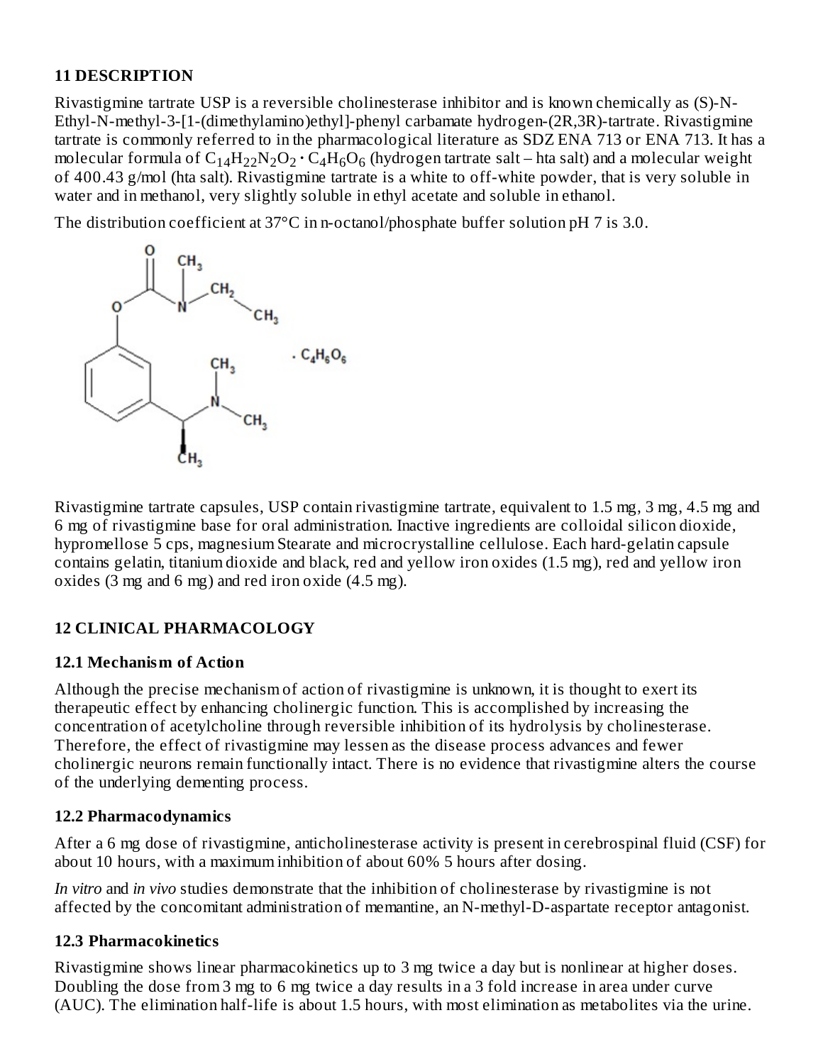## 11 DESCRIPTION

Rivastigmine tartrate USP is a reversible cholinesterase inhibitor and is known chemically as (S)-N-Ethyl-N-methyl-3-[1-(dimethylamino)ethyl]-phenyl carbamate hydrogen-(2R,3R)-tartrate. Rivastigmine tartrate is commonly referred to in the pharmacological literature as SDZ ENA 713 or ENA 713. It has a molecular formula of $C_{14}H_{22}N_2O_2 \cdot C_4H_6O_6$ (hydrogen tartrate salt – hta salt) and a molecular weight of 400.43 g/mol (hta salt). Rivastigmine tartrate is a white to off-white powder, that is very soluble in water and in methanol, very slightly soluble in ethyl acetate and soluble in ethanol.

The distribution coefficient at 37°C in n-octanol/phosphate buffer solution pH 7 is 3.0.

Rivastigmine tartrate capsules, USP contain rivastigmine tartrate, equivalent to 1.5 mg, 3 mg, 4.5 mg and 6 mg of rivastigmine base for oral administration. Inactive ingredients are colloidal silicon dioxide, hypromellose 5 cps, magnesium Stearate and microcrystalline cellulose. Each hard-gelatin capsule contains gelatin, titanium dioxide and black, red and yellow iron oxides (1.5 mg), red and yellow iron oxides (3 mg and 6 mg) and red iron oxide (4.5 mg).

## 12 CLINICAL PHARMACOLOGY

### 12.1 Mechanism of Action

Although the precise mechanism of action of rivastigmine is unknown, it is thought to exert its therapeutic effect by enhancing cholinergic function. This is accomplished by increasing the concentration of acetylcholine through reversible inhibition of its hydrolysis by cholinesterase. Therefore, the effect of rivastigmine may lessen as the disease process advances and fewer cholinergic neurons remain functionally intact. There is no evidence that rivastigmine alters the course of the underlying dementing process.

### 12.2 Pharmacodynamics

After a 6 mg dose of rivastigmine, anticholinesterase activity is present in cerebrospinal fluid (CSF) for about 10 hours, with a maximum inhibition of about 60% 5 hours after dosing.

*In vitro* and *in vivo* studies demonstrate that the inhibition of cholinesterase by rivastigmine is not affected by the concomitant administration of memantine, an N-methyl-D-aspartate receptor antagonist.

### 12.3 Pharmacokinetics

Rivastigmine shows linear pharmacokinetics up to 3 mg twice a day but is nonlinear at higher doses. Doubling the dose from 3 mg to 6 mg twice a day results in a 3 fold increase in area under curve (AUC). The elimination half-life is about 1.5 hours, with most elimination as metabolites via the urine.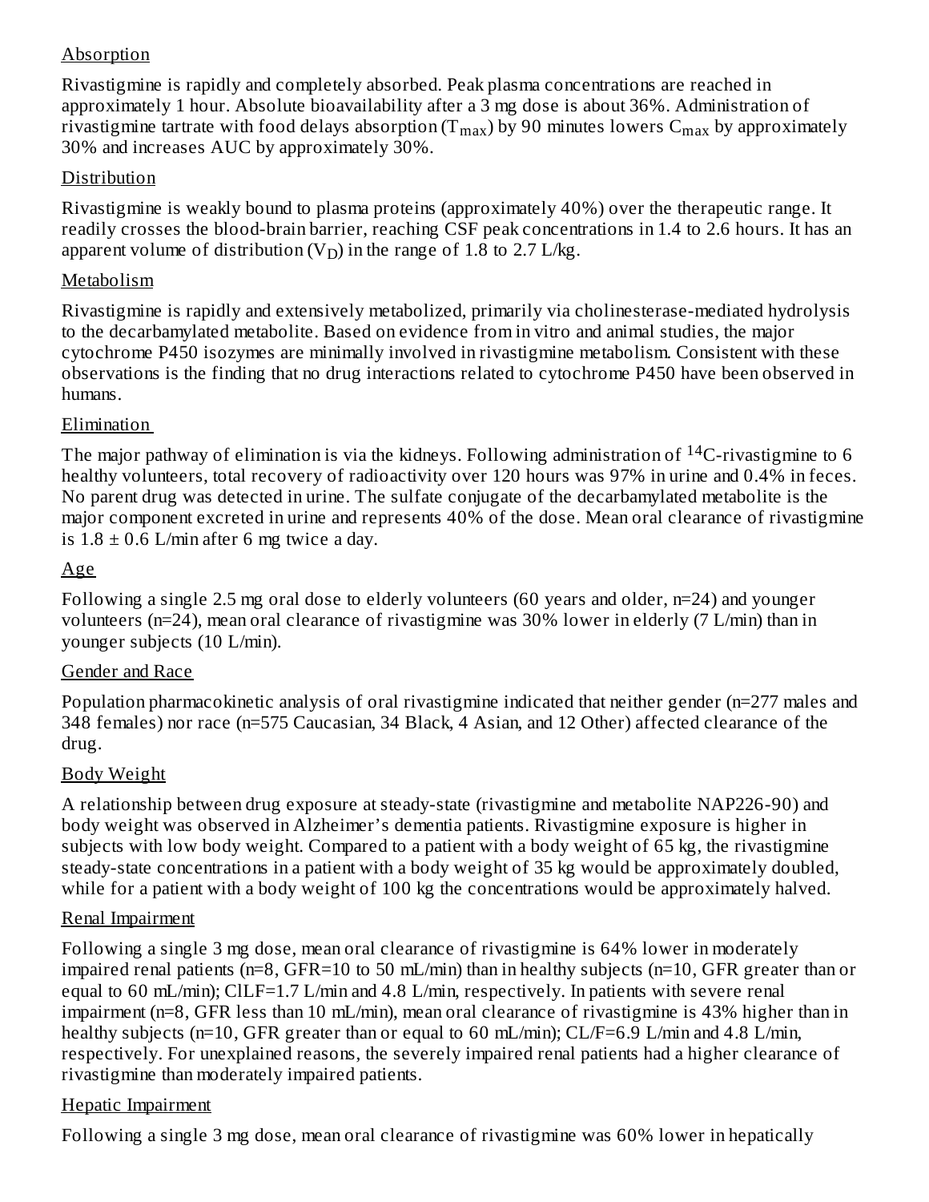Absorption

Rivastigmine is rapidly and completely absorbed. Peak plasma concentrations are reached in approximately 1 hour. Absolute bioavailability after a 3 mg dose is about 36%. Administration of rivastigmine tartrate with food delays absorption ($T_{max}$) by 90 minutes lowers $C_{max}$ by approximately 30% and increases AUC by approximately 30%.

Distribution

Rivastigmine is weakly bound to plasma proteins (approximately 40%) over the therapeutic range. It readily crosses the blood-brain barrier, reaching CSF peak concentrations in 1.4 to 2.6 hours. It has an apparent volume of distribution ($V_D$) in the range of 1.8 to 2.7 L/kg.

Metabolism

Rivastigmine is rapidly and extensively metabolized, primarily via cholinesterase-mediated hydrolysis to the decarbamylated metabolite. Based on evidence from in vitro and animal studies, the major cytochrome P450 isozymes are minimally involved in rivastigmine metabolism. Consistent with these observations is the finding that no drug interactions related to cytochrome P450 have been observed in humans.

Elimination

The major pathway of elimination is via the kidneys. Following administration of $^{14}$C-rivastigmine to 6 healthy volunteers, total recovery of radioactivity over 120 hours was 97% in urine and 0.4% in feces. No parent drug was detected in urine. The sulfate conjugate of the decarbamylated metabolite is the major component excreted in urine and represents 40% of the dose. Mean oral clearance of rivastigmine is $1.8 \pm 0.6$ L/min after 6 mg twice a day.

Age

Following a single 2.5 mg oral dose to elderly volunteers (60 years and older, n=24) and younger volunteers (n=24), mean oral clearance of rivastigmine was 30% lower in elderly (7 L/min) than in younger subjects (10 L/min).

Gender and Race

Population pharmacokinetic analysis of oral rivastigmine indicated that neither gender (n=277 males and 348 females) nor race (n=575 Caucasian, 34 Black, 4 Asian, and 12 Other) affected clearance of the drug.

Body Weight

A relationship between drug exposure at steady-state (rivastigmine and metabolite NAP226-90) and body weight was observed in Alzheimer's dementia patients. Rivastigmine exposure is higher in subjects with low body weight. Compared to a patient with a body weight of 65 kg, the rivastigmine steady-state concentrations in a patient with a body weight of 35 kg would be approximately doubled, while for a patient with a body weight of 100 kg the concentrations would be approximately halved.

Renal Impairment

Following a single 3 mg dose, mean oral clearance of rivastigmine is 64% lower in moderately impaired renal patients (n=8, GFR=10 to 50 mL/min) than in healthy subjects (n=10, GFR greater than or equal to 60 mL/min); ClLF=1.7 L/min and 4.8 L/min, respectively. In patients with severe renal impairment (n=8, GFR less than 10 mL/min), mean oral clearance of rivastigmine is 43% higher than in healthy subjects (n=10, GFR greater than or equal to 60 mL/min); CL/F=6.9 L/min and 4.8 L/min, respectively. For unexplained reasons, the severely impaired renal patients had a higher clearance of rivastigmine than moderately impaired patients.

Hepatic Impairment

Following a single 3 mg dose, mean oral clearance of rivastigmine was 60% lower in hepatically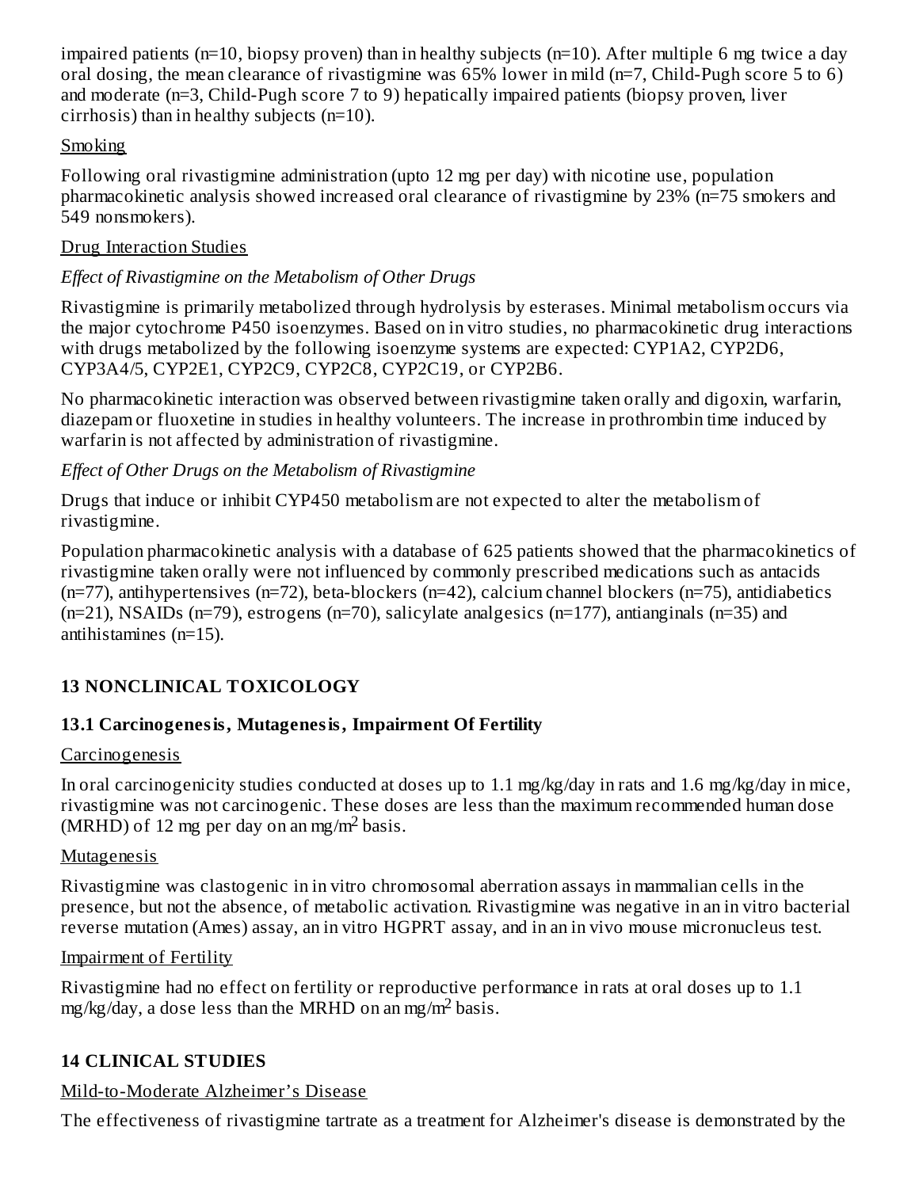impaired patients (n=10, biopsy proven) than in healthy subjects (n=10). After multiple 6 mg twice a day oral dosing, the mean clearance of rivastigmine was 65% lower in mild (n=7, Child-Pugh score 5 to 6) and moderate (n=3, Child-Pugh score 7 to 9) hepatically impaired patients (biopsy proven, liver cirrhosis) than in healthy subjects (n=10).

Smoking

Following oral rivastigmine administration (upto 12 mg per day) with nicotine use, population pharmacokinetic analysis showed increased oral clearance of rivastigmine by 23% (n=75 smokers and 549 nonsmokers).

Drug Interaction Studies

*Effect of Rivastigmine on the Metabolism of Other Drugs*

Rivastigmine is primarily metabolized through hydrolysis by esterases. Minimal metabolism occurs via the major cytochrome P450 isoenzymes. Based on in vitro studies, no pharmacokinetic drug interactions with drugs metabolized by the following isoenzyme systems are expected: CYP1A2, CYP2D6, CYP3A4/5, CYP2E1, CYP2C9, CYP2C8, CYP2C19, or CYP2B6.

No pharmacokinetic interaction was observed between rivastigmine taken orally and digoxin, warfarin, diazepam or fluoxetine in studies in healthy volunteers. The increase in prothrombin time induced by warfarin is not affected by administration of rivastigmine.

*Effect of Other Drugs on the Metabolism of Rivastigmine*

Drugs that induce or inhibit CYP450 metabolism are not expected to alter the metabolism of rivastigmine.

Population pharmacokinetic analysis with a database of 625 patients showed that the pharmacokinetics of rivastigmine taken orally were not influenced by commonly prescribed medications such as antacids (n=77), antihypertensives (n=72), beta-blockers (n=42), calcium channel blockers (n=75), antidiabetics (n=21), NSAIDs (n=79), estrogens (n=70), salicylate analgesics (n=177), antianginals (n=35) and antihistamines (n=15).

## 13 NONCLINICAL TOXICOLOGY

### 13.1 Carcinogenesis, Mutagenesis, Impairment Of Fertility

Carcinogenesis

In oral carcinogenicity studies conducted at doses up to 1.1 mg/kg/day in rats and 1.6 mg/kg/day in mice, rivastigmine was not carcinogenic. These doses are less than the maximum recommended human dose (MRHD) of 12 mg per day on an mg/m$^2$ basis.

Mutagenesis

Rivastigmine was clastogenic in in vitro chromosomal aberration assays in mammalian cells in the presence, but not the absence, of metabolic activation. Rivastigmine was negative in an in vitro bacterial reverse mutation (Ames) assay, an in vitro HGPRT assay, and in an in vivo mouse micronucleus test.

Impairment of Fertility

Rivastigmine had no effect on fertility or reproductive performance in rats at oral doses up to 1.1 mg/kg/day, a dose less than the MRHD on an mg/m$^2$ basis.

## 14 CLINICAL STUDIES

Mild-to-Moderate Alzheimer's Disease

The effectiveness of rivastigmine tartrate as a treatment for Alzheimer's disease is demonstrated by the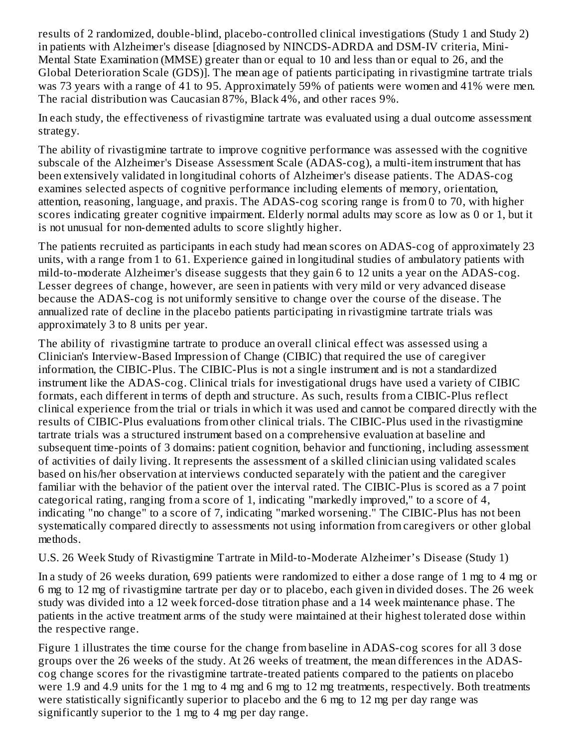results of 2 randomized, double-blind, placebo-controlled clinical investigations (Study 1 and Study 2) in patients with Alzheimer's disease [diagnosed by NINCDS-ADRDA and DSM-IV criteria, Mini-Mental State Examination (MMSE) greater than or equal to 10 and less than or equal to 26, and the Global Deterioration Scale (GDS)]. The mean age of patients participating in rivastigmine tartrate trials was 73 years with a range of 41 to 95. Approximately 59% of patients were women and 41% were men. The racial distribution was Caucasian 87%, Black 4%, and other races 9%.

In each study, the effectiveness of rivastigmine tartrate was evaluated using a dual outcome assessment strategy.

The ability of rivastigmine tartrate to improve cognitive performance was assessed with the cognitive subscale of the Alzheimer's Disease Assessment Scale (ADAS-cog), a multi-item instrument that has been extensively validated in longitudinal cohorts of Alzheimer's disease patients. The ADAS-cog examines selected aspects of cognitive performance including elements of memory, orientation, attention, reasoning, language, and praxis. The ADAS-cog scoring range is from 0 to 70, with higher scores indicating greater cognitive impairment. Elderly normal adults may score as low as 0 or 1, but it is not unusual for non-demented adults to score slightly higher.

The patients recruited as participants in each study had mean scores on ADAS-cog of approximately 23 units, with a range from 1 to 61. Experience gained in longitudinal studies of ambulatory patients with mild-to-moderate Alzheimer's disease suggests that they gain 6 to 12 units a year on the ADAS-cog. Lesser degrees of change, however, are seen in patients with very mild or very advanced disease because the ADAS-cog is not uniformly sensitive to change over the course of the disease. The annualized rate of decline in the placebo patients participating in rivastigmine tartrate trials was approximately 3 to 8 units per year.

The ability of rivastigmine tartrate to produce an overall clinical effect was assessed using a Clinician's Interview-Based Impression of Change (CIBIC) that required the use of caregiver information, the CIBIC-Plus. The CIBIC-Plus is not a single instrument and is not a standardized instrument like the ADAS-cog. Clinical trials for investigational drugs have used a variety of CIBIC formats, each different in terms of depth and structure. As such, results from a CIBIC-Plus reflect clinical experience from the trial or trials in which it was used and cannot be compared directly with the results of CIBIC-Plus evaluations from other clinical trials. The CIBIC-Plus used in the rivastigmine tartrate trials was a structured instrument based on a comprehensive evaluation at baseline and subsequent time-points of 3 domains: patient cognition, behavior and functioning, including assessment of activities of daily living. It represents the assessment of a skilled clinician using validated scales based on his/her observation at interviews conducted separately with the patient and the caregiver familiar with the behavior of the patient over the interval rated. The CIBIC-Plus is scored as a 7 point categorical rating, ranging from a score of 1, indicating "markedly improved," to a score of 4, indicating "no change" to a score of 7, indicating "marked worsening." The CIBIC-Plus has not been systematically compared directly to assessments not using information from caregivers or other global methods.

U.S. 26 Week Study of Rivastigmine Tartrate in Mild-to-Moderate Alzheimer's Disease (Study 1)

In a study of 26 weeks duration, 699 patients were randomized to either a dose range of 1 mg to 4 mg or 6 mg to 12 mg of rivastigmine tartrate per day or to placebo, each given in divided doses. The 26 week study was divided into a 12 week forced-dose titration phase and a 14 week maintenance phase. The patients in the active treatment arms of the study were maintained at their highest tolerated dose within the respective range.

Figure 1 illustrates the time course for the change from baseline in ADAS-cog scores for all 3 dose groups over the 26 weeks of the study. At 26 weeks of treatment, the mean differences in the ADAS-cog change scores for the rivastigmine tartrate-treated patients compared to the patients on placebo were 1.9 and 4.9 units for the 1 mg to 4 mg and 6 mg to 12 mg treatments, respectively. Both treatments were statistically significantly superior to placebo and the 6 mg to 12 mg per day range was significantly superior to the 1 mg to 4 mg per day range.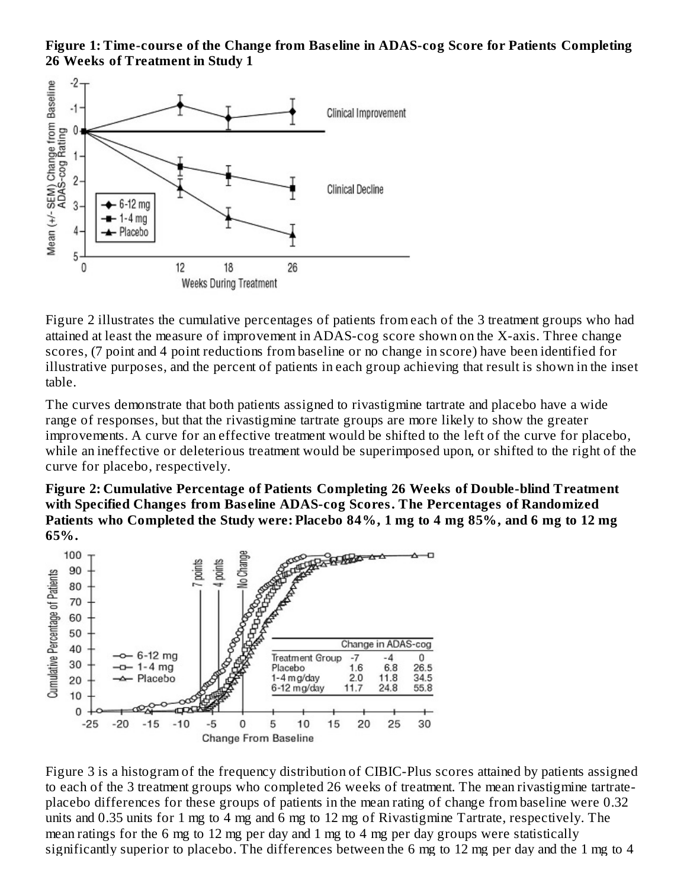**Figure 1: Time-course of the Change from Baseline in ADAS-cog Score for Patients Completing 26 Weeks of Treatment in Study 1**

Figure 2 illustrates the cumulative percentages of patients from each of the 3 treatment groups who had attained at least the measure of improvement in ADAS-cog score shown on the X-axis. Three change scores, (7 point and 4 point reductions from baseline or no change in score) have been identified for illustrative purposes, and the percent of patients in each group achieving that result is shown in the inset table.

The curves demonstrate that both patients assigned to rivastigmine tartrate and placebo have a wide range of responses, but that the rivastigmine tartrate groups are more likely to show the greater improvements. A curve for an effective treatment would be shifted to the left of the curve for placebo, while an ineffective or deleterious treatment would be superimposed upon, or shifted to the right of the curve for placebo, respectively.

**Figure 2: Cumulative Percentage of Patients Completing 26 Weeks of Double-blind Treatment with Specified Changes from Baseline ADAS-cog Scores. The Percentages of Randomized Patients who Completed the Study were: Placebo 84%, 1 mg to 4 mg 85%, and 6 mg to 12 mg 65%.**

| Treatment Group | Change in ADAS-cog -7 | -4 | 0 |
|---|---|---|---|
| Placebo | 1.6 | 6.8 | 26.5 |
| 1-4 mg/day | 2.0 | 11.8 | 34.5 |
| 6-12 mg/day | 11.7 | 24.8 | 55.8 |

Figure 3 is a histogram of the frequency distribution of CIBIC-Plus scores attained by patients assigned to each of the 3 treatment groups who completed 26 weeks of treatment. The mean rivastigmine tartrate-placebo differences for these groups of patients in the mean rating of change from baseline were 0.32 units and 0.35 units for 1 mg to 4 mg and 6 mg to 12 mg of Rivastigmine Tartrate, respectively. The mean ratings for the 6 mg to 12 mg per day and 1 mg to 4 mg per day groups were statistically significantly superior to placebo. The differences between the 6 mg to 12 mg per day and the 1 mg to 4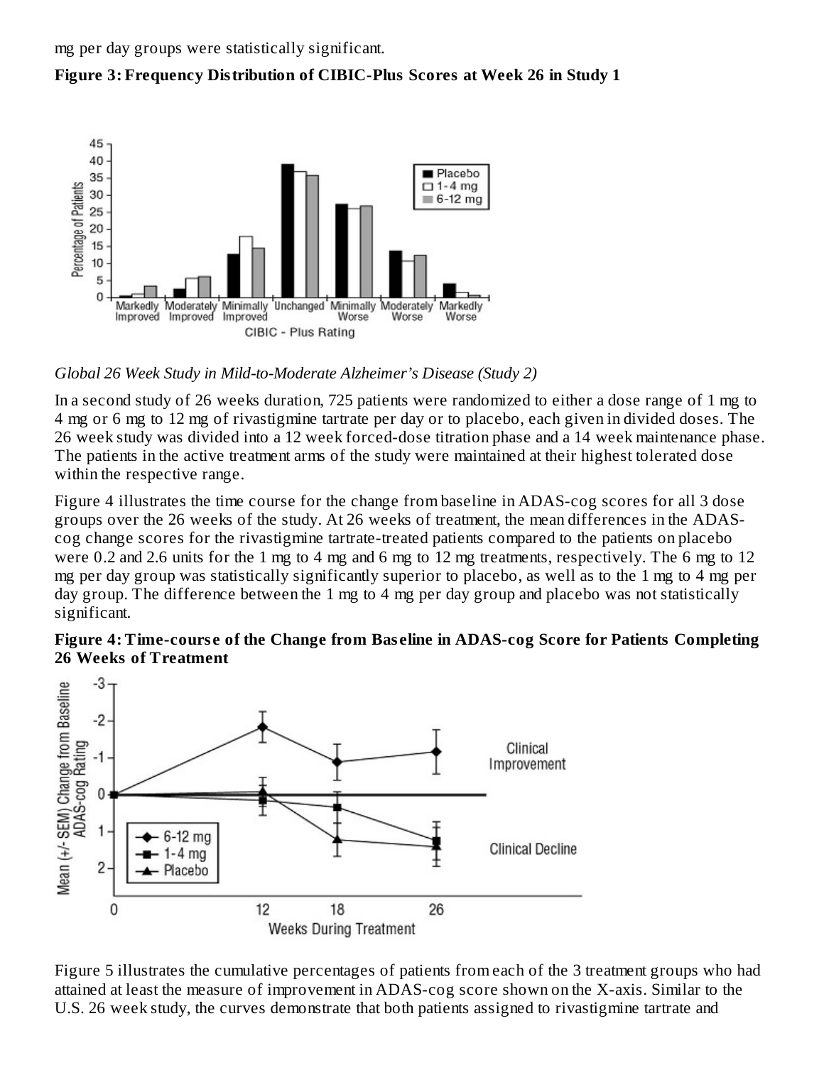mg per day groups were statistically significant.

**Figure 3: Frequency Distribution of CIBIC-Plus Scores at Week 26 in Study 1**

*Global 26 Week Study in Mild-to-Moderate Alzheimer's Disease (Study 2)*

In a second study of 26 weeks duration, 725 patients were randomized to either a dose range of 1 mg to 4 mg or 6 mg to 12 mg of rivastigmine tartrate per day or to placebo, each given in divided doses. The 26 week study was divided into a 12 week forced-dose titration phase and a 14 week maintenance phase. The patients in the active treatment arms of the study were maintained at their highest tolerated dose within the respective range.

Figure 4 illustrates the time course for the change from baseline in ADAS-cog scores for all 3 dose groups over the 26 weeks of the study. At 26 weeks of treatment, the mean differences in the ADAS-cog change scores for the rivastigmine tartrate-treated patients compared to the patients on placebo were 0.2 and 2.6 units for the 1 mg to 4 mg and 6 mg to 12 mg treatments, respectively. The 6 mg to 12 mg per day group was statistically significantly superior to placebo, as well as to the 1 mg to 4 mg per day group. The difference between the 1 mg to 4 mg per day group and placebo was not statistically significant.

**Figure 4: Time-course of the Change from Baseline in ADAS-cog Score for Patients Completing 26 Weeks of Treatment**

Figure 5 illustrates the cumulative percentages of patients from each of the 3 treatment groups who had attained at least the measure of improvement in ADAS-cog score shown on the X-axis. Similar to the U.S. 26 week study, the curves demonstrate that both patients assigned to rivastigmine tartrate and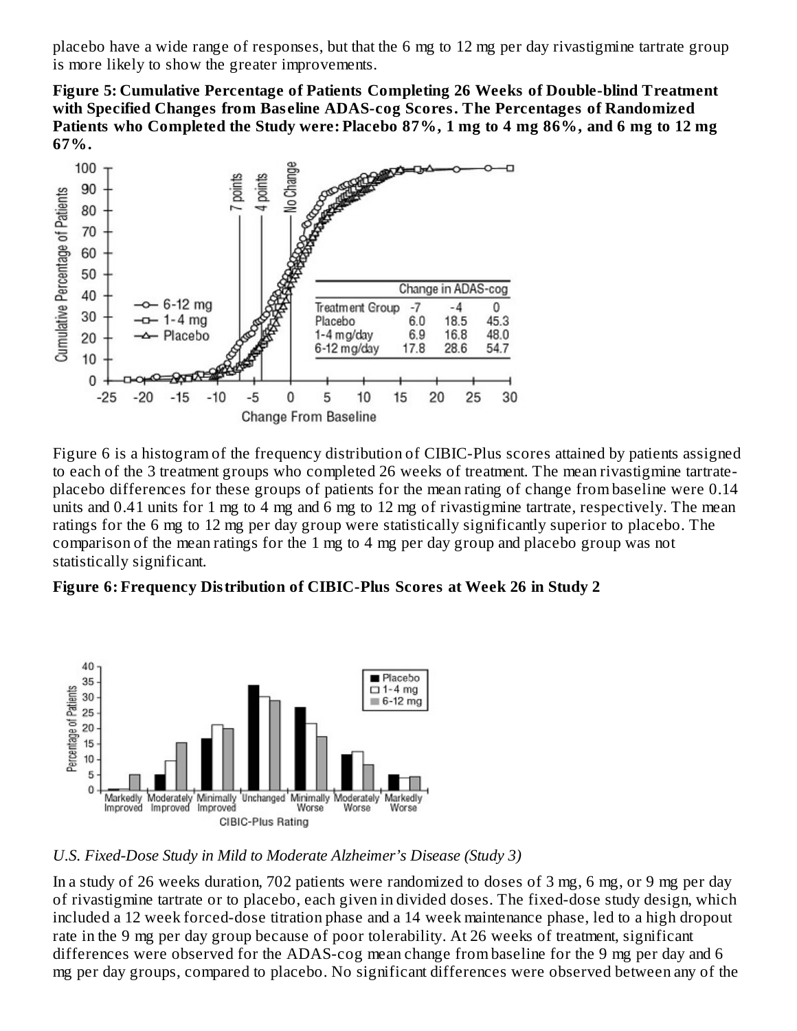placebo have a wide range of responses, but that the 6 mg to 12 mg per day rivastigmine tartrate group is more likely to show the greater improvements.

**Figure 5: Cumulative Percentage of Patients Completing 26 Weeks of Double-blind Treatment with Specified Changes from Baseline ADAS-cog Scores. The Percentages of Randomized Patients who Completed the Study were: Placebo 87%, 1 mg to 4 mg 86%, and 6 mg to 12 mg 67%.**

| Treatment Group | Change in ADAS-cog -7 | -4 | 0 |
|---|---|---|---|
| Placebo | 6.0 | 18.5 | 45.3 |
| 1-4 mg/day | 6.9 | 16.8 | 48.0 |
| 6-12 mg/day | 17.8 | 28.6 | 54.7 |

Figure 6 is a histogram of the frequency distribution of CIBIC-Plus scores attained by patients assigned to each of the 3 treatment groups who completed 26 weeks of treatment. The mean rivastigmine tartrate-placebo differences for these groups of patients for the mean rating of change from baseline were 0.14 units and 0.41 units for 1 mg to 4 mg and 6 mg to 12 mg of rivastigmine tartrate, respectively. The mean ratings for the 6 mg to 12 mg per day group were statistically significantly superior to placebo. The comparison of the mean ratings for the 1 mg to 4 mg per day group and placebo group was not statistically significant.

**Figure 6: Frequency Distribution of CIBIC-Plus Scores at Week 26 in Study 2**

*U.S. Fixed-Dose Study in Mild to Moderate Alzheimer's Disease (Study 3)*

In a study of 26 weeks duration, 702 patients were randomized to doses of 3 mg, 6 mg, or 9 mg per day of rivastigmine tartrate or to placebo, each given in divided doses. The fixed-dose study design, which included a 12 week forced-dose titration phase and a 14 week maintenance phase, led to a high dropout rate in the 9 mg per day group because of poor tolerability. At 26 weeks of treatment, significant differences were observed for the ADAS-cog mean change from baseline for the 9 mg per day and 6 mg per day groups, compared to placebo. No significant differences were observed between any of the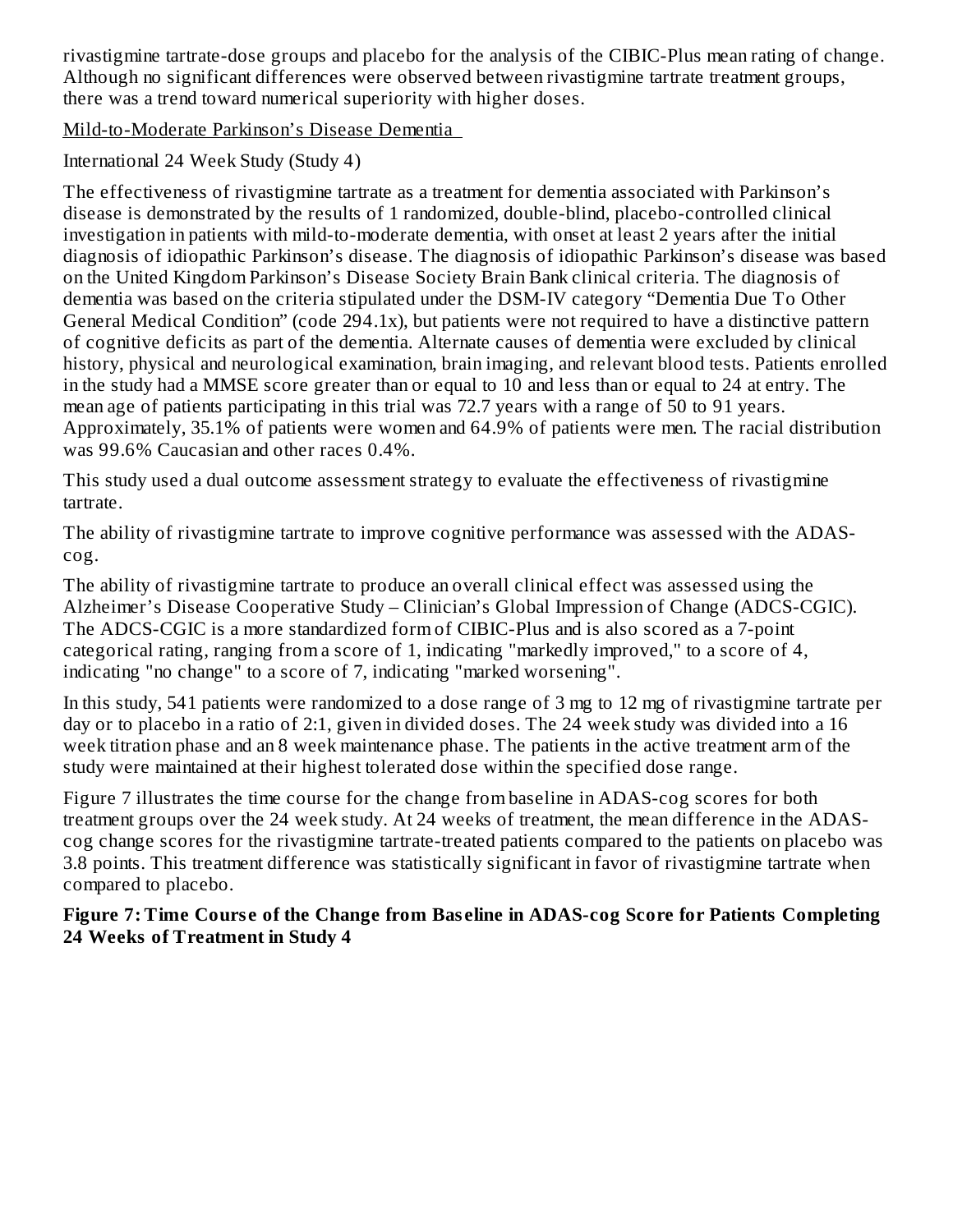rivastigmine tartrate-dose groups and placebo for the analysis of the CIBIC-Plus mean rating of change. Although no significant differences were observed between rivastigmine tartrate treatment groups, there was a trend toward numerical superiority with higher doses.

Mild-to-Moderate Parkinson's Disease Dementia

International 24 Week Study (Study 4)

The effectiveness of rivastigmine tartrate as a treatment for dementia associated with Parkinson's disease is demonstrated by the results of 1 randomized, double-blind, placebo-controlled clinical investigation in patients with mild-to-moderate dementia, with onset at least 2 years after the initial diagnosis of idiopathic Parkinson's disease. The diagnosis of idiopathic Parkinson's disease was based on the United Kingdom Parkinson's Disease Society Brain Bank clinical criteria. The diagnosis of dementia was based on the criteria stipulated under the DSM-IV category "Dementia Due To Other General Medical Condition" (code 294.1x), but patients were not required to have a distinctive pattern of cognitive deficits as part of the dementia. Alternate causes of dementia were excluded by clinical history, physical and neurological examination, brain imaging, and relevant blood tests. Patients enrolled in the study had a MMSE score greater than or equal to 10 and less than or equal to 24 at entry. The mean age of patients participating in this trial was 72.7 years with a range of 50 to 91 years. Approximately, 35.1% of patients were women and 64.9% of patients were men. The racial distribution was 99.6% Caucasian and other races 0.4%.

This study used a dual outcome assessment strategy to evaluate the effectiveness of rivastigmine tartrate.

The ability of rivastigmine tartrate to improve cognitive performance was assessed with the ADAS-cog.

The ability of rivastigmine tartrate to produce an overall clinical effect was assessed using the Alzheimer's Disease Cooperative Study – Clinician's Global Impression of Change (ADCS-CGIC). The ADCS-CGIC is a more standardized form of CIBIC-Plus and is also scored as a 7-point categorical rating, ranging from a score of 1, indicating "markedly improved," to a score of 4, indicating "no change" to a score of 7, indicating "marked worsening".

In this study, 541 patients were randomized to a dose range of 3 mg to 12 mg of rivastigmine tartrate per day or to placebo in a ratio of 2:1, given in divided doses. The 24 week study was divided into a 16 week titration phase and an 8 week maintenance phase. The patients in the active treatment arm of the study were maintained at their highest tolerated dose within the specified dose range.

Figure 7 illustrates the time course for the change from baseline in ADAS-cog scores for both treatment groups over the 24 week study. At 24 weeks of treatment, the mean difference in the ADAS-cog change scores for the rivastigmine tartrate-treated patients compared to the patients on placebo was 3.8 points. This treatment difference was statistically significant in favor of rivastigmine tartrate when compared to placebo.

**Figure 7: Time Course of the Change from Baseline in ADAS-cog Score for Patients Completing 24 Weeks of Treatment in Study 4**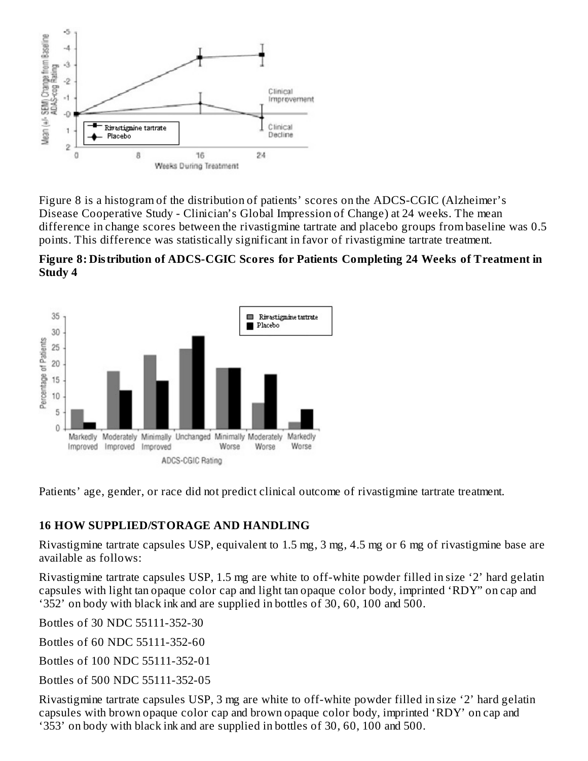Figure 8 is a histogram of the distribution of patients' scores on the ADCS-CGIC (Alzheimer's Disease Cooperative Study - Clinician's Global Impression of Change) at 24 weeks. The mean difference in change scores between the rivastigmine tartrate and placebo groups from baseline was 0.5 points. This difference was statistically significant in favor of rivastigmine tartrate treatment.

**Figure 8: Distribution of ADCS-CGIC Scores for Patients Completing 24 Weeks of Treatment in Study 4**

Patients' age, gender, or race did not predict clinical outcome of rivastigmine tartrate treatment.

## 16 HOW SUPPLIED/STORAGE AND HANDLING

Rivastigmine tartrate capsules USP, equivalent to 1.5 mg, 3 mg, 4.5 mg or 6 mg of rivastigmine base are available as follows:

Rivastigmine tartrate capsules USP, 1.5 mg are white to off-white powder filled in size '2' hard gelatin capsules with light tan opaque color cap and light tan opaque color body, imprinted 'RDY" on cap and '352' on body with black ink and are supplied in bottles of 30, 60, 100 and 500.

Bottles of 30 NDC 55111-352-30

Bottles of 60 NDC 55111-352-60

Bottles of 100 NDC 55111-352-01

Bottles of 500 NDC 55111-352-05

Rivastigmine tartrate capsules USP, 3 mg are white to off-white powder filled in size '2' hard gelatin capsules with brown opaque color cap and brown opaque color body, imprinted 'RDY' on cap and '353' on body with black ink and are supplied in bottles of 30, 60, 100 and 500.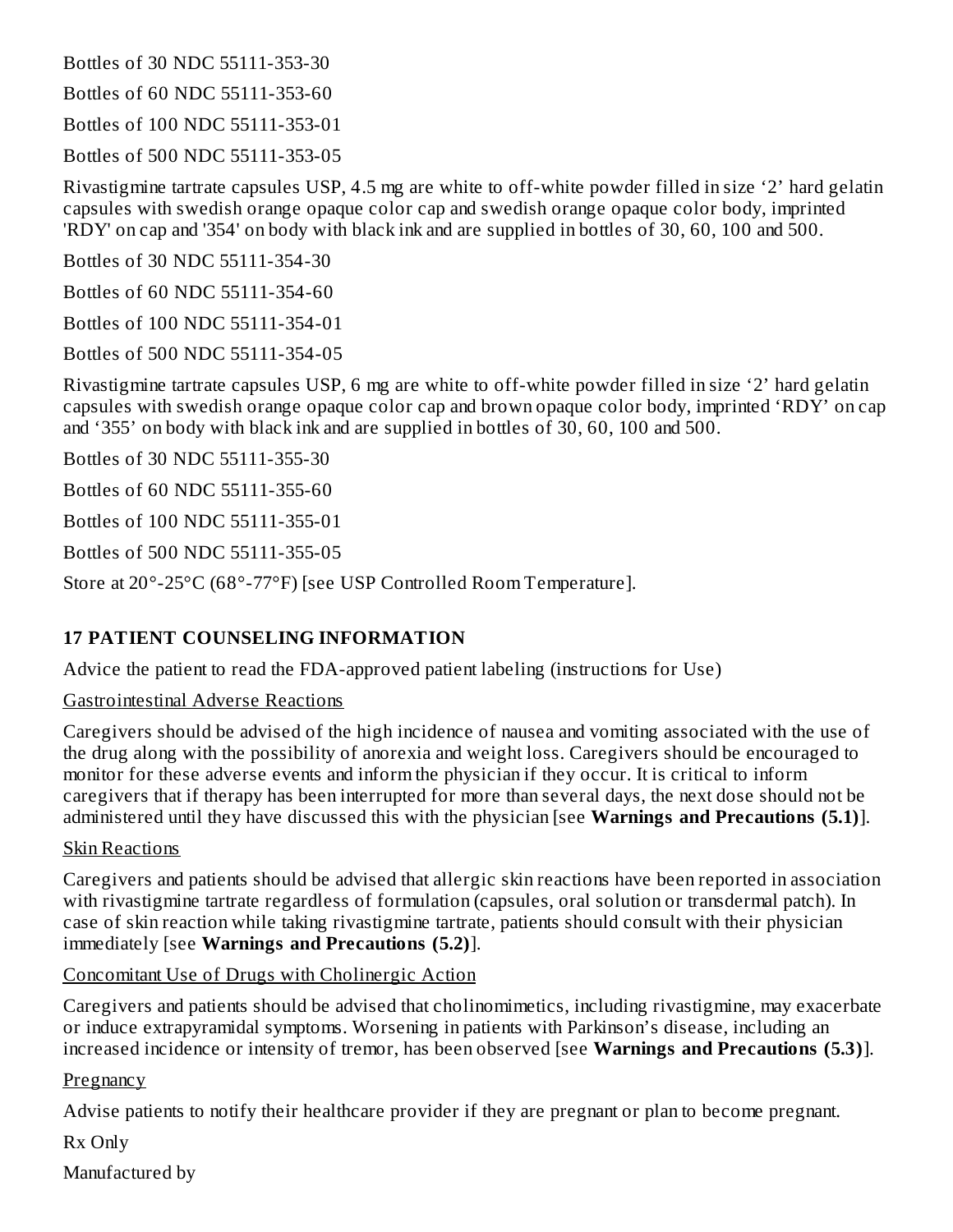Bottles of 30 NDC 55111-353-30

Bottles of 60 NDC 55111-353-60

Bottles of 100 NDC 55111-353-01

Bottles of 500 NDC 55111-353-05

Rivastigmine tartrate capsules USP, 4.5 mg are white to off-white powder filled in size ‘2’ hard gelatin capsules with swedish orange opaque color cap and swedish orange opaque color body, imprinted 'RDY' on cap and '354' on body with black ink and are supplied in bottles of 30, 60, 100 and 500.

Bottles of 30 NDC 55111-354-30

Bottles of 60 NDC 55111-354-60

Bottles of 100 NDC 55111-354-01

Bottles of 500 NDC 55111-354-05

Rivastigmine tartrate capsules USP, 6 mg are white to off-white powder filled in size ‘2’ hard gelatin capsules with swedish orange opaque color cap and brown opaque color body, imprinted ‘RDY’ on cap and ‘355’ on body with black ink and are supplied in bottles of 30, 60, 100 and 500.

Bottles of 30 NDC 55111-355-30

Bottles of 60 NDC 55111-355-60

Bottles of 100 NDC 55111-355-01

Bottles of 500 NDC 55111-355-05

Store at 20°-25°C (68°-77°F) [see USP Controlled Room Temperature].

## 17 PATIENT COUNSELING INFORMATION

Advice the patient to read the FDA-approved patient labeling (instructions for Use)

Gastrointestinal Adverse Reactions

Caregivers should be advised of the high incidence of nausea and vomiting associated with the use of the drug along with the possibility of anorexia and weight loss. Caregivers should be encouraged to monitor for these adverse events and inform the physician if they occur. It is critical to inform caregivers that if therapy has been interrupted for more than several days, the next dose should not be administered until they have discussed this with the physician [see **Warnings and Precautions (5.1)**].

Skin Reactions

Caregivers and patients should be advised that allergic skin reactions have been reported in association with rivastigmine tartrate regardless of formulation (capsules, oral solution or transdermal patch). In case of skin reaction while taking rivastigmine tartrate, patients should consult with their physician immediately [see **Warnings and Precautions (5.2)**].

Concomitant Use of Drugs with Cholinergic Action

Caregivers and patients should be advised that cholinomimetics, including rivastigmine, may exacerbate or induce extrapyramidal symptoms. Worsening in patients with Parkinson’s disease, including an increased incidence or intensity of tremor, has been observed [see **Warnings and Precautions (5.3)**].

Pregnancy

Advise patients to notify their healthcare provider if they are pregnant or plan to become pregnant.

Rx Only

Manufactured by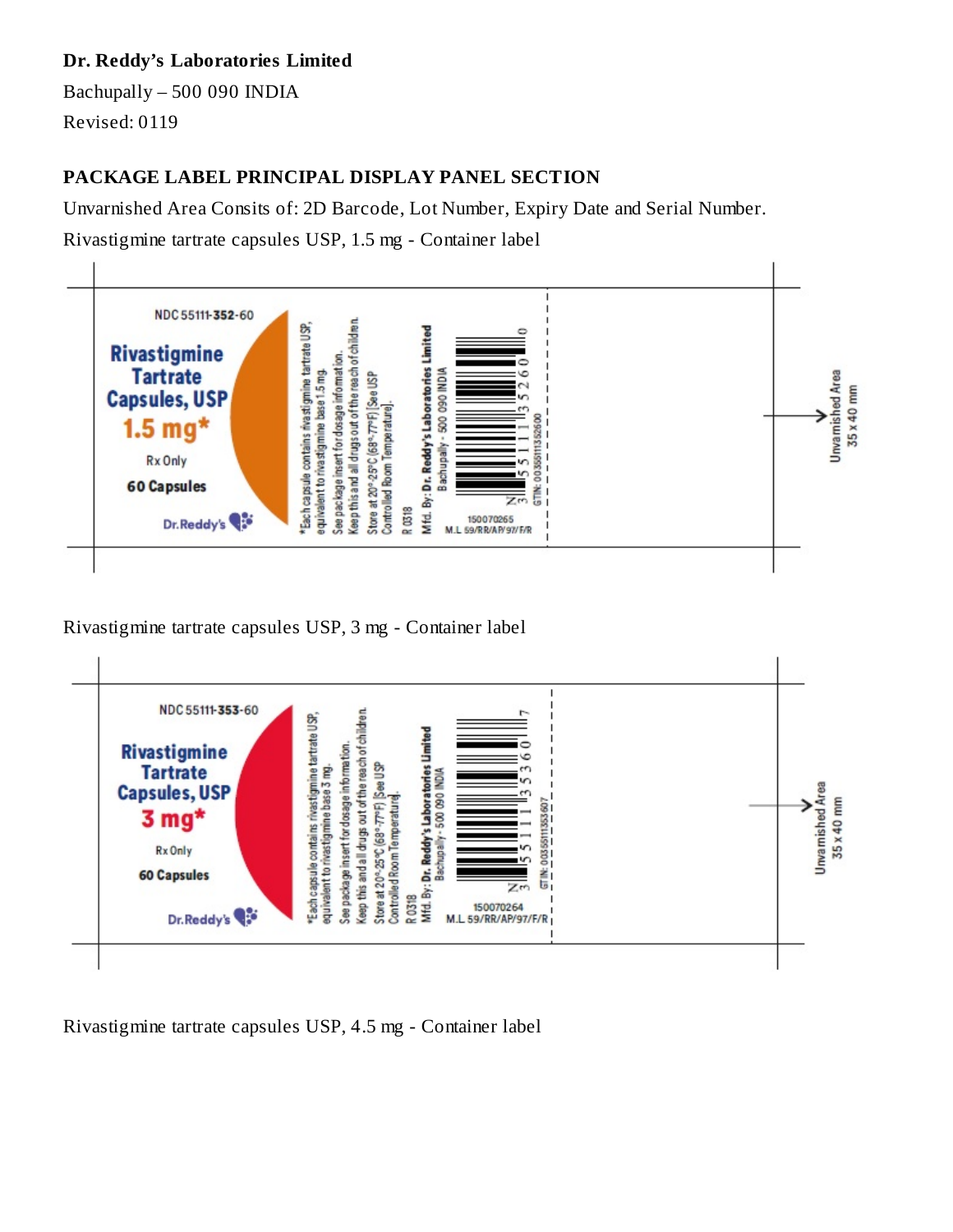**Dr. Reddy's Laboratories Limited**

Bachupally – 500 090 INDIA

Revised: 0119

## PACKAGE LABEL PRINCIPAL DISPLAY PANEL SECTION

Unvarnished Area Consits of: 2D Barcode, Lot Number, Expiry Date and Serial Number.

Rivastigmine tartrate capsules USP, 1.5 mg - Container label

NDC 55111-**352**-60

**Rivastigmine Tartrate Capsules, USP**

**1.5 mg***

Rx Only

**60 Capsules**

Dr.Reddy's

*Each capsule contains rivastigmine tartrate USP, equivalent to rivastigmine base 1.5 mg.

See package insert for dosage information.

Keep this and all drugs out of the reach of children.

Store at 20°-25°C (68°-77°F) [See USP Controlled Room Temperature].

R 0318

Mfd. By: **Dr. Reddy's Laboratories Limited**

Bachupally - 500 090 INDIA

150070265

M.L 59/RR/AP/97/F/R

N 3 55111 35260 0

GTIN: 00355111352600

Unvarnished Area 35 x 40 mm

Rivastigmine tartrate capsules USP, 3 mg - Container label

NDC 55111-**353**-60

**Rivastigmine Tartrate Capsules, USP**

**3 mg***

Rx Only

**60 Capsules**

Dr.Reddy's

*Each capsule contains rivastigmine tartrate USP, equivalent to rivastigmine base 3 mg.

See package insert for dosage information.

Keep this and all drugs out of the reach of children.

Store at 20°-25°C (68°-77°F) [See USP Controlled Room Temperature].

R 0318

Mfd. By: **Dr. Reddy's Laboratories Limited**

Bachupally - 500 090 INDIA

150070264

M.L 59/RR/AP/97/F/R

N 3 55111 35360 7

GTIN: 00355111353607

Unvarnished Area 35 x 40 mm

Rivastigmine tartrate capsules USP, 4.5 mg - Container label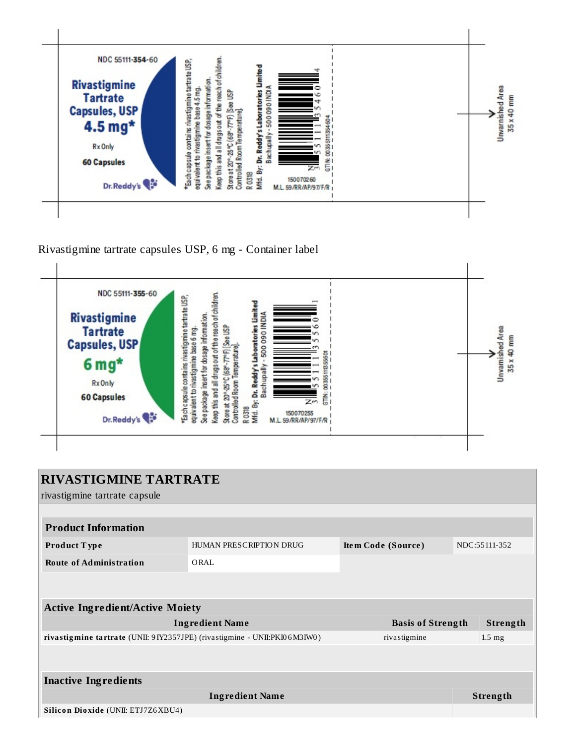NDC 55111-354-60

**Rivastigmine Tartrate Capsules, USP**

**4.5 mg***

Rx Only

**60 Capsules**

Dr.Reddy's

*Each capsule contains rivastigmine tartrate USP, equivalent to rivastigmine base 4.5 mg.

See package insert for dosage information.

Keep this and all drugs out of the reach of children.

Store at 20°-25°C (68°-77°F) [See USP Controlled Room Temperature].

R 0318

Mfd. By: **Dr. Reddy's Laboratories Limited**
Bachupally - 500 090 INDIA

N 3 55111 35460 4

GTIN: 00355111354604

150070260

M.L. 59/RR/AP/97/F/R

Unvarnished Area
35 x 40 mm

Rivastigmine tartrate capsules USP, 6 mg - Container label

NDC 55111-355-60

**Rivastigmine Tartrate Capsules, USP**

**6 mg***

Rx Only

**60 Capsules**

Dr.Reddy's

*Each capsule contains rivastigmine tartrate USP, equivalent to rivastigmine base 6 mg.

See package insert for dosage information.

Keep this and all drugs out of the reach of children.

Store at 20°-25°C (68°-77°F) [See USP Controlled Room Temperature].

R 0318

Mfd. By: **Dr. Reddy's Laboratories Limited**
Bachupally - 500 090 INDIA

N 3 55111 35560 1

GTIN: 00355111355601

150070255

M.L. 59/RR/AP/97/F/R

Unvarnished Area
35 x 40 mm

## RIVASTIGMINE TARTRATE

rivastigmine tartrate capsule

| Product Information | | | |
|---|---|---|---|
| **Product Type** | HUMAN PRESCRIPTION DRUG | **Item Code (Source)** | NDC:55111-352 |
| **Route of Administration** | ORAL | | |

| Active Ingredient/Active Moiety | | |
|---|---|---|
| **Ingredient Name** | **Basis of Strength** | **Strength** |
| **rivastigmine tartrate** (UNII: 9IY2357JPE) (rivastigmine - UNII:PKI06M3IW0) | rivastigmine | 1.5 mg |

| Inactive Ingredients | |
|---|---|
| **Ingredient Name** | **Strength** |
| **Silicon Dioxide** (UNII: ETJ7Z6XBU4) | |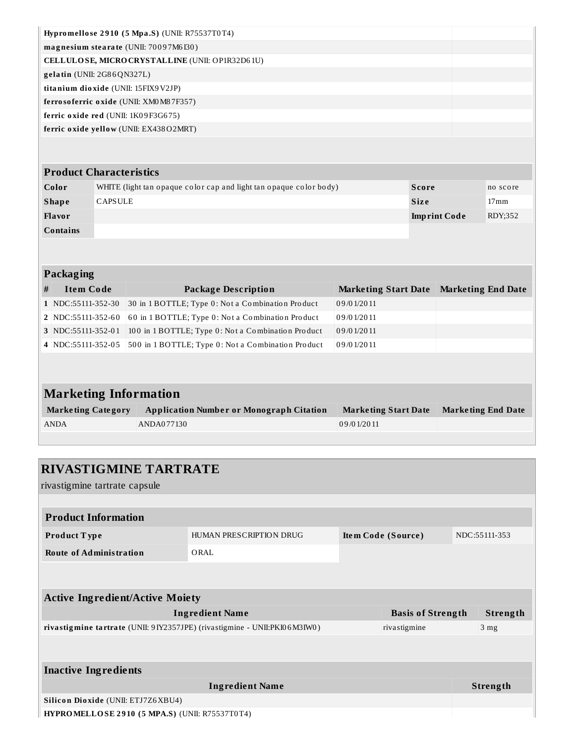| | |
|---|---|
| **Hypromellose 2910 (5 Mpa.S)** (UNII: R75537T0T4) | |
| **magnesium stearate** (UNII: 70097M6I30) | |
| **CELLULOSE, MICROCRYSTALLINE** (UNII: OP1R32D61U) | |
| **gelatin** (UNII: 2G86QN327L) | |
| **titanium dioxide** (UNII: 15FIX9V2JP) | |
| **ferrosoferric oxide** (UNII: XM0M87F357) | |
| **ferric oxide red** (UNII: 1K09F3G675) | |
| **ferric oxide yellow** (UNII: EX438O2MRT) | |

## Product Characteristics

| | | | |
|---|---|---|---|
| **Color** | WHITE (light tan opaque color cap and light tan opaque color body) | **Score** | no score |
| **Shape** | CAPSULE | **Size** | 17mm |
| **Flavor** | | **Imprint Code** | RDY;352 |
| **Contains** | | | |

## Packaging

| # | Item Code | Package Description | Marketing Start Date | Marketing End Date |
|---|---|---|---|---|
| 1 | NDC:55111-352-30 | 30 in 1 BOTTLE; Type 0: Not a Combination Product | 09/01/2011 | |
| 2 | NDC:55111-352-60 | 60 in 1 BOTTLE; Type 0: Not a Combination Product | 09/01/2011 | |
| 3 | NDC:55111-352-01 | 100 in 1 BOTTLE; Type 0: Not a Combination Product | 09/01/2011 | |
| 4 | NDC:55111-352-05 | 500 in 1 BOTTLE; Type 0: Not a Combination Product | 09/01/2011 | |

## Marketing Information

| Marketing Category | Application Number or Monograph Citation | Marketing Start Date | Marketing End Date |
|---|---|---|---|
| ANDA | ANDA077130 | 09/01/2011 | |

# RIVASTIGMINE TARTRATE

rivastigmine tartrate capsule

## Product Information

| | | | |
|---|---|---|---|
| **Product Type** | HUMAN PRESCRIPTION DRUG | **Item Code (Source)** | NDC:55111-353 |
| **Route of Administration** | ORAL | | |

## Active Ingredient/Active Moiety

| Ingredient Name | Basis of Strength | Strength |
|---|---|---|
| **rivastigmine tartrate** (UNII: 9IY2357JPE) (rivastigmine - UNII:PKI06M3IW0) | rivastigmine | 3 mg |

## Inactive Ingredients

| Ingredient Name | Strength |
|---|---|
| **Silicon Dioxide** (UNII: ETJ7Z6XBU4) | |
| **HYPROMELLOSE 2910 (5 MPA.S)** (UNII: R75537T0T4) | |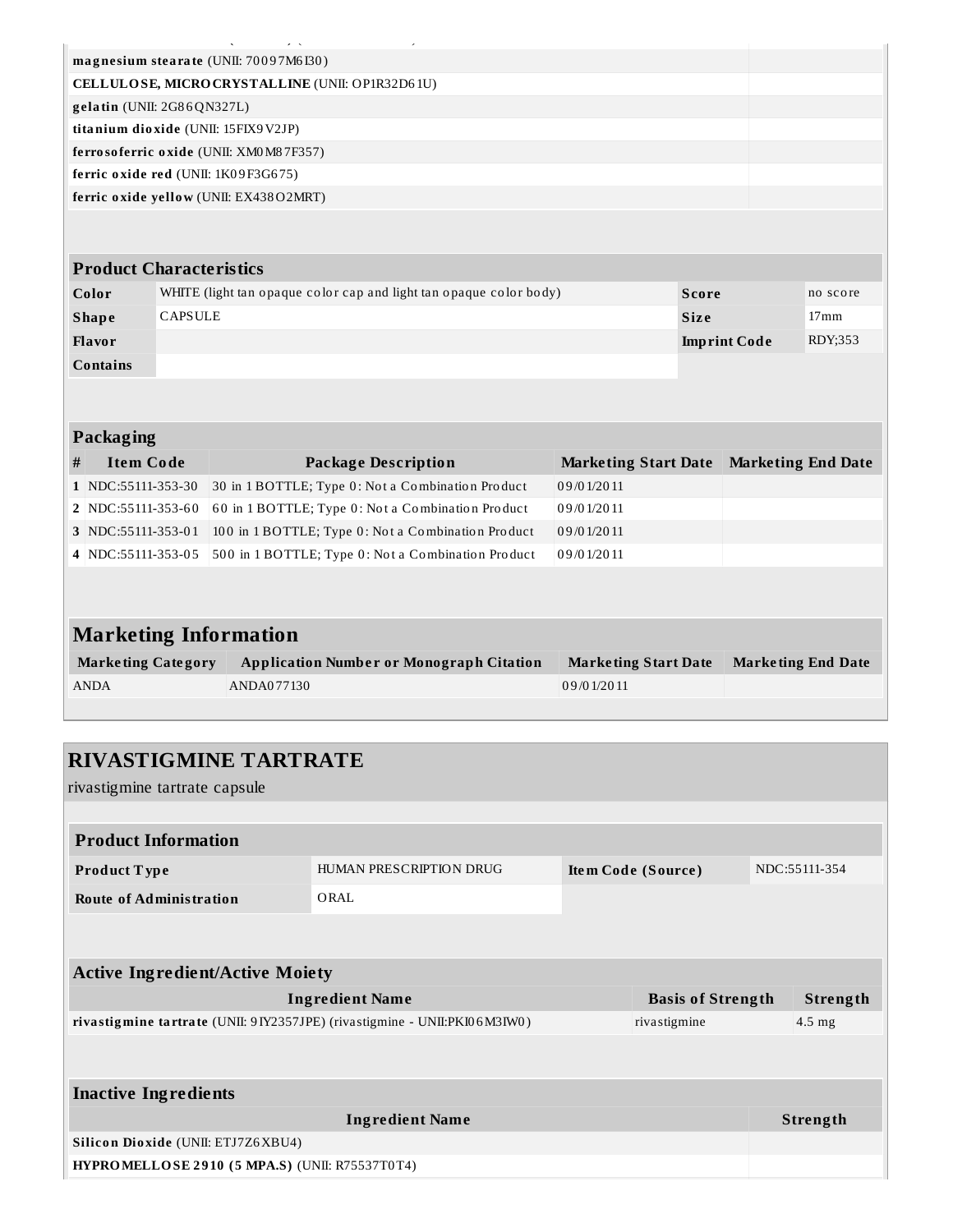| | |
|---|---|
| **magnesium stearate** (UNII: 70097M6I30) | |
| **CELLULOSE, MICROCRYSTALLINE** (UNII: OP1R32D61U) | |
| **gelatin** (UNII: 2G86QN327L) | |
| **titanium dioxide** (UNII: 15FIX9V2JP) | |
| **ferrosoferric oxide** (UNII: XM0M87F357) | |
| **ferric oxide red** (UNII: 1K09F3G675) | |
| **ferric oxide yellow** (UNII: EX438O2MRT) | |

| Product Characteristics | | | |
|---|---|---|---|
| **Color** | WHITE (light tan opaque color cap and light tan opaque color body) | **Score** | no score |
| **Shape** | CAPSULE | **Size** | 17mm |
| **Flavor** | | **Imprint Code** | RDY;353 |
| **Contains** | | | |

| Packaging | | | | |
|---|---|---|---|---|
| **#** | **Item Code** | **Package Description** | **Marketing Start Date** | **Marketing End Date** |
| **1** | NDC:55111-353-30 | 30 in 1 BOTTLE; Type 0: Not a Combination Product | 09/01/2011 | |
| **2** | NDC:55111-353-60 | 60 in 1 BOTTLE; Type 0: Not a Combination Product | 09/01/2011 | |
| **3** | NDC:55111-353-01 | 100 in 1 BOTTLE; Type 0: Not a Combination Product | 09/01/2011 | |
| **4** | NDC:55111-353-05 | 500 in 1 BOTTLE; Type 0: Not a Combination Product | 09/01/2011 | |

| Marketing Information | | | |
|---|---|---|---|
| **Marketing Category** | **Application Number or Monograph Citation** | **Marketing Start Date** | **Marketing End Date** |
| ANDA | ANDA077130 | 09/01/2011 | |

# RIVASTIGMINE TARTRATE

rivastigmine tartrate capsule

| Product Information | | | |
|---|---|---|---|
| **Product Type** | HUMAN PRESCRIPTION DRUG | **Item Code (Source)** | NDC:55111-354 |
| **Route of Administration** | ORAL | | |

| Active Ingredient/Active Moiety | | |
|---|---|---|
| **Ingredient Name** | **Basis of Strength** | **Strength** |
| **rivastigmine tartrate** (UNII: 9IY2357JPE) (rivastigmine - UNII:PKI06M3IW0) | rivastigmine | 4.5 mg |

| Inactive Ingredients | |
|---|---|
| **Ingredient Name** | **Strength** |
| **Silicon Dioxide** (UNII: ETJ7Z6XBU4) | |
| **HYPROMELLOSE 2910 (5 MPA.S)** (UNII: R75537T0T4) | |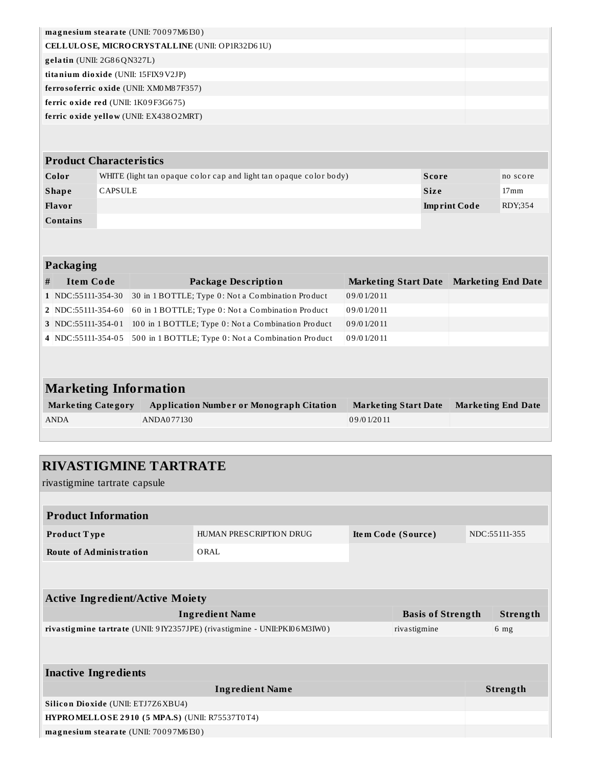| Ingredient Name | Strength |
|---|---|
| **magnesium stearate** (UNII: 70097M6I30) | |
| **CELLULOSE, MICROCRYSTALLINE** (UNII: OP1R32D61U) | |
| **gelatin** (UNII: 2G86QN327L) | |
| **titanium dioxide** (UNII: 15FIX9V2JP) | |
| **ferrosoferric oxide** (UNII: XM0M87F357) | |
| **ferric oxide red** (UNII: 1K09F3G675) | |
| **ferric oxide yellow** (UNII: EX438O2MRT) | |

| Product Characteristics | | | |
|---|---|---|---|
| **Color** | WHITE (light tan opaque color cap and light tan opaque color body) | **Score** | no score |
| **Shape** | CAPSULE | **Size** | 17mm |
| **Flavor** | | **Imprint Code** | RDY;354 |
| **Contains** | | | |

| Packaging | | | | |
|---|---|---|---|---|
| **#** | **Item Code** | **Package Description** | **Marketing Start Date** | **Marketing End Date** |
| 1 | NDC:55111-354-30 | 30 in 1 BOTTLE; Type 0: Not a Combination Product | 09/01/2011 | |
| 2 | NDC:55111-354-60 | 60 in 1 BOTTLE; Type 0: Not a Combination Product | 09/01/2011 | |
| 3 | NDC:55111-354-01 | 100 in 1 BOTTLE; Type 0: Not a Combination Product | 09/01/2011 | |
| 4 | NDC:55111-354-05 | 500 in 1 BOTTLE; Type 0: Not a Combination Product | 09/01/2011 | |

## Marketing Information

| Marketing Category | Application Number or Monograph Citation | Marketing Start Date | Marketing End Date |
|---|---|---|---|
| ANDA | ANDA077130 | 09/01/2011 | |

# RIVASTIGMINE TARTRATE

rivastigmine tartrate capsule

| Product Information | | | |
|---|---|---|---|
| **Product Type** | HUMAN PRESCRIPTION DRUG | **Item Code (Source)** | NDC:55111-355 |
| **Route of Administration** | ORAL | | |

| Active Ingredient/Active Moiety | | |
|---|---|---|
| **Ingredient Name** | **Basis of Strength** | **Strength** |
| **rivastigmine tartrate** (UNII: 9IY2357JPE) (rivastigmine - UNII:PKI06M3IW0) | rivastigmine | 6 mg |

| Inactive Ingredients | |
|---|---|
| **Ingredient Name** | **Strength** |
| **Silicon Dioxide** (UNII: ETJ7Z6XBU4) | |
| **HYPROMELLOSE 2910 (5 MPA.S)** (UNII: R75537T0T4) | |
| **magnesium stearate** (UNII: 70097M6I30) | |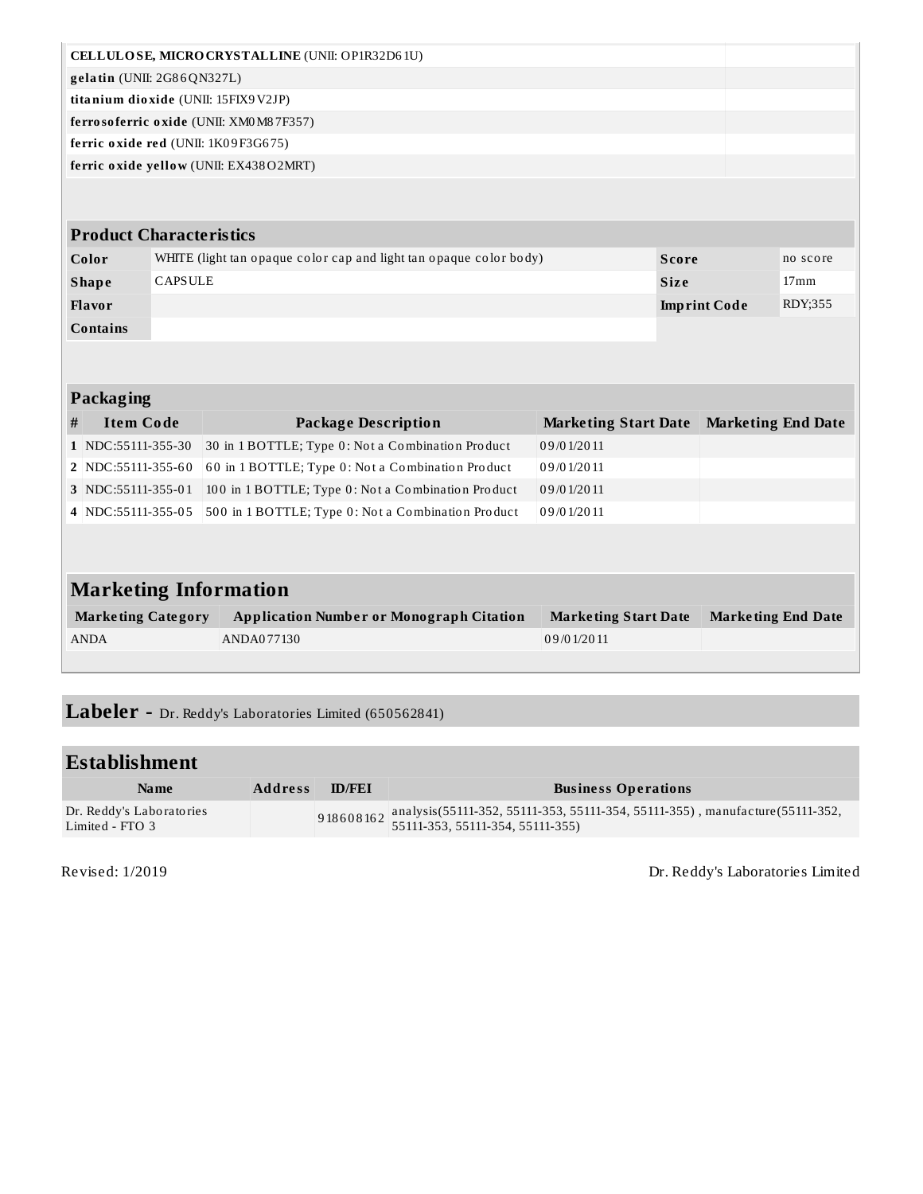| | |
|---|---|
| **CELLULOSE, MICROCRYSTALLINE** (UNII: OP1R32D61U) | |
| **gelatin** (UNII: 2G86QN327L) | |
| **titanium dioxide** (UNII: 15FIX9V2JP) | |
| **ferrosoferric oxide** (UNII: XM0M87F357) | |
| **ferric oxide red** (UNII: 1K09F3G675) | |
| **ferric oxide yellow** (UNII: EX438O2MRT) | |

## Product Characteristics

| | | | |
|---|---|---|---|
| **Color** | WHITE (light tan opaque color cap and light tan opaque color body) | **Score** | no score |
| **Shape** | CAPSULE | **Size** | 17mm |
| **Flavor** | | **Imprint Code** | RDY;355 |
| **Contains** | | | |

## Packaging

| # | Item Code | Package Description | Marketing Start Date | Marketing End Date |
|---|---|---|---|---|
| 1 | NDC:55111-355-30 | 30 in 1 BOTTLE; Type 0: Not a Combination Product | 09/01/2011 | |
| 2 | NDC:55111-355-60 | 60 in 1 BOTTLE; Type 0: Not a Combination Product | 09/01/2011 | |
| 3 | NDC:55111-355-01 | 100 in 1 BOTTLE; Type 0: Not a Combination Product | 09/01/2011 | |
| 4 | NDC:55111-355-05 | 500 in 1 BOTTLE; Type 0: Not a Combination Product | 09/01/2011 | |

## Marketing Information

| Marketing Category | Application Number or Monograph Citation | Marketing Start Date | Marketing End Date |
|---|---|---|---|
| ANDA | ANDA077130 | 09/01/2011 | |

## Labeler - Dr. Reddy's Laboratories Limited (650562841)

## Establishment

| Name | Address | ID/FEI | Business Operations |
|---|---|---|---|
| Dr. Reddy's Laboratories Limited - FTO 3 | | 918608162 | analysis(55111-352, 55111-353, 55111-354, 55111-355) , manufacture(55111-352, 55111-353, 55111-354, 55111-355) |

Revised: 1/2019

Dr. Reddy's Laboratories Limited